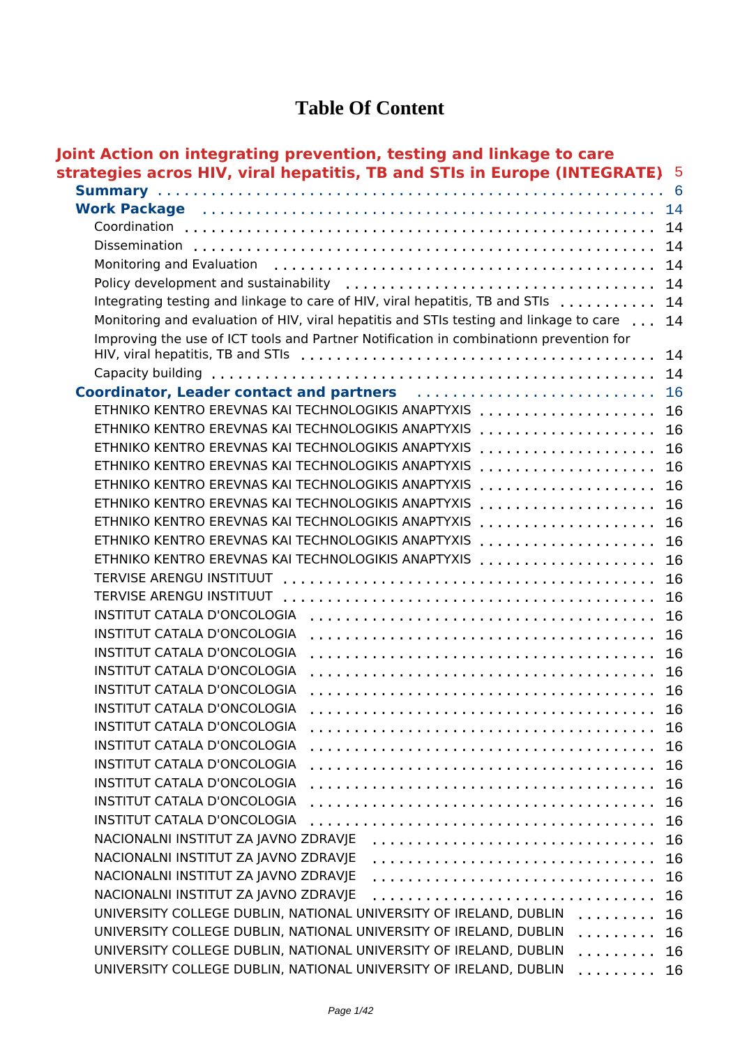# Table Of Content

**Joint Action on integrating prevention, testing and linkage to care strategies acros HIV, viral hepatitis, TB and STIs in Europe (INTEGRATE)** ..... 5

- **Summary** ..... 6
- **Work Package** ..... 14
  - Coordination ..... 14
  - Dissemination ..... 14
  - Monitoring and Evaluation ..... 14
  - Policy development and sustainability ..... 14
  - Integrating testing and linkage to care of HIV, viral hepatitis, TB and STIs ..... 14
  - Monitoring and evaluation of HIV, viral hepatitis and STIs testing and linkage to care ..... 14
  - Improving the use of ICT tools and Partner Notification in combinationn prevention for HIV, viral hepatitis, TB and STIs ..... 14
  - Capacity building ..... 14
- **Coordinator, Leader contact and partners** ..... 16
  - ETHNIKO KENTRO EREVNAS KAI TECHNOLOGIKIS ANAPTYXIS ..... 16
  - ETHNIKO KENTRO EREVNAS KAI TECHNOLOGIKIS ANAPTYXIS ..... 16
  - ETHNIKO KENTRO EREVNAS KAI TECHNOLOGIKIS ANAPTYXIS ..... 16
  - ETHNIKO KENTRO EREVNAS KAI TECHNOLOGIKIS ANAPTYXIS ..... 16
  - ETHNIKO KENTRO EREVNAS KAI TECHNOLOGIKIS ANAPTYXIS ..... 16
  - ETHNIKO KENTRO EREVNAS KAI TECHNOLOGIKIS ANAPTYXIS ..... 16
  - ETHNIKO KENTRO EREVNAS KAI TECHNOLOGIKIS ANAPTYXIS ..... 16
  - ETHNIKO KENTRO EREVNAS KAI TECHNOLOGIKIS ANAPTYXIS ..... 16
  - ETHNIKO KENTRO EREVNAS KAI TECHNOLOGIKIS ANAPTYXIS ..... 16
  - TERVISE ARENGU INSTITUUT ..... 16
  - TERVISE ARENGU INSTITUUT ..... 16
  - INSTITUT CATALA D'ONCOLOGIA ..... 16
  - INSTITUT CATALA D'ONCOLOGIA ..... 16
  - INSTITUT CATALA D'ONCOLOGIA ..... 16
  - INSTITUT CATALA D'ONCOLOGIA ..... 16
  - INSTITUT CATALA D'ONCOLOGIA ..... 16
  - INSTITUT CATALA D'ONCOLOGIA ..... 16
  - INSTITUT CATALA D'ONCOLOGIA ..... 16
  - INSTITUT CATALA D'ONCOLOGIA ..... 16
  - INSTITUT CATALA D'ONCOLOGIA ..... 16
  - INSTITUT CATALA D'ONCOLOGIA ..... 16
  - INSTITUT CATALA D'ONCOLOGIA ..... 16
  - INSTITUT CATALA D'ONCOLOGIA ..... 16
  - NACIONALNI INSTITUT ZA JAVNO ZDRAVJE ..... 16
  - NACIONALNI INSTITUT ZA JAVNO ZDRAVJE ..... 16
  - NACIONALNI INSTITUT ZA JAVNO ZDRAVJE ..... 16
  - NACIONALNI INSTITUT ZA JAVNO ZDRAVJE ..... 16
  - UNIVERSITY COLLEGE DUBLIN, NATIONAL UNIVERSITY OF IRELAND, DUBLIN ..... 16
  - UNIVERSITY COLLEGE DUBLIN, NATIONAL UNIVERSITY OF IRELAND, DUBLIN ..... 16
  - UNIVERSITY COLLEGE DUBLIN, NATIONAL UNIVERSITY OF IRELAND, DUBLIN ..... 16
  - UNIVERSITY COLLEGE DUBLIN, NATIONAL UNIVERSITY OF IRELAND, DUBLIN ..... 16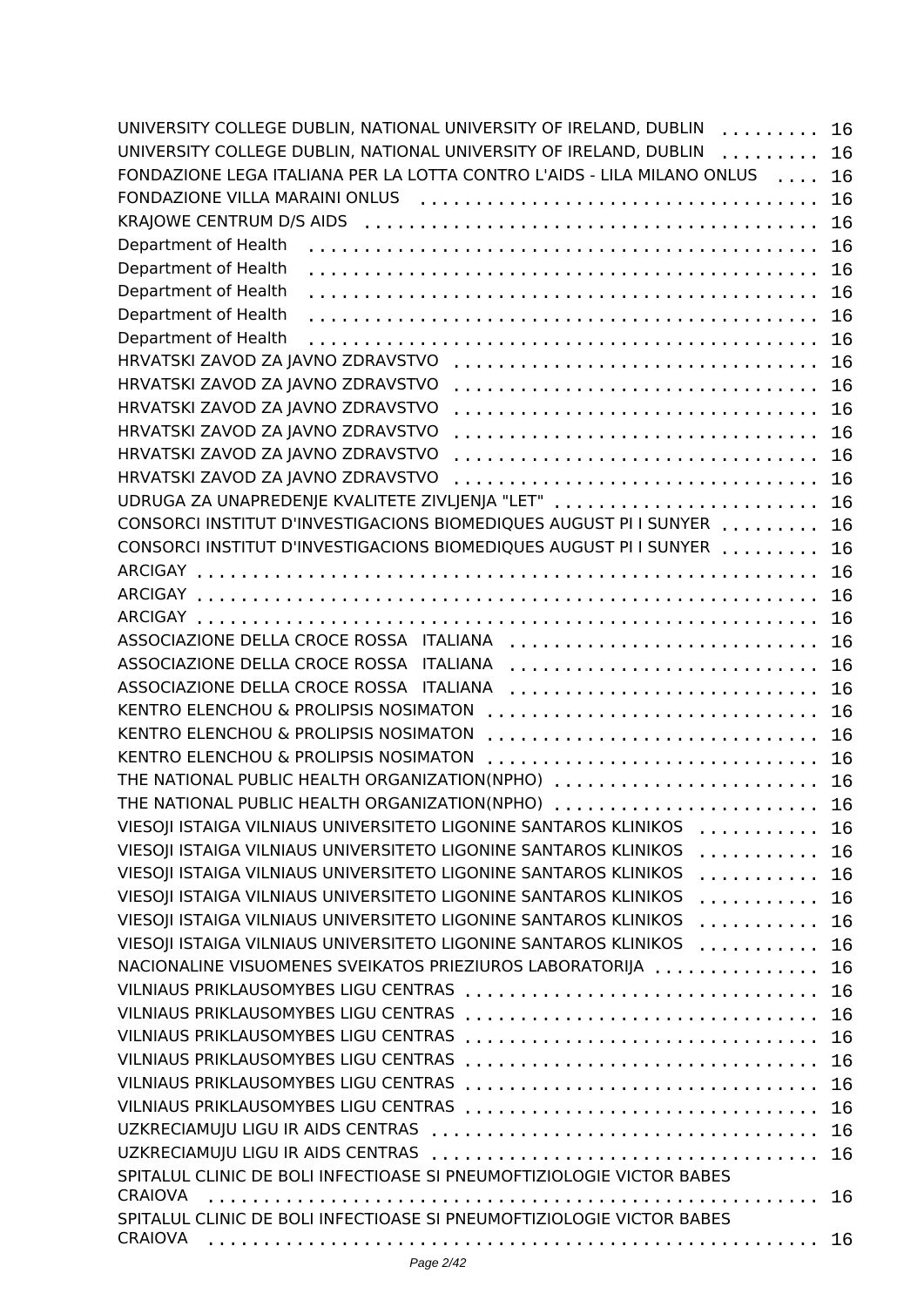UNIVERSITY COLLEGE DUBLIN, NATIONAL UNIVERSITY OF IRELAND, DUBLIN . . . . . . . . . 16
UNIVERSITY COLLEGE DUBLIN, NATIONAL UNIVERSITY OF IRELAND, DUBLIN . . . . . . . . . 16
FONDAZIONE LEGA ITALIANA PER LA LOTTA CONTRO L'AIDS - LILA MILANO ONLUS . . . . 16
FONDAZIONE VILLA MARAINI ONLUS . . . . . . . . . . . . . . . . . . . . . . . . . . . . . . . . . . 16
KRAJOWE CENTRUM D/S AIDS . . . . . . . . . . . . . . . . . . . . . . . . . . . . . . . . . . . . . 16
Department of Health . . . . . . . . . . . . . . . . . . . . . . . . . . . . . . . . . . . . . . . . . . . 16
Department of Health . . . . . . . . . . . . . . . . . . . . . . . . . . . . . . . . . . . . . . . . . . . 16
Department of Health . . . . . . . . . . . . . . . . . . . . . . . . . . . . . . . . . . . . . . . . . . . 16
Department of Health . . . . . . . . . . . . . . . . . . . . . . . . . . . . . . . . . . . . . . . . . . . 16
Department of Health . . . . . . . . . . . . . . . . . . . . . . . . . . . . . . . . . . . . . . . . . . . 16
HRVATSKI ZAVOD ZA JAVNO ZDRAVSTVO . . . . . . . . . . . . . . . . . . . . . . . . . . . . . . . 16
HRVATSKI ZAVOD ZA JAVNO ZDRAVSTVO . . . . . . . . . . . . . . . . . . . . . . . . . . . . . . . 16
HRVATSKI ZAVOD ZA JAVNO ZDRAVSTVO . . . . . . . . . . . . . . . . . . . . . . . . . . . . . . . 16
HRVATSKI ZAVOD ZA JAVNO ZDRAVSTVO . . . . . . . . . . . . . . . . . . . . . . . . . . . . . . . 16
HRVATSKI ZAVOD ZA JAVNO ZDRAVSTVO . . . . . . . . . . . . . . . . . . . . . . . . . . . . . . . 16
HRVATSKI ZAVOD ZA JAVNO ZDRAVSTVO . . . . . . . . . . . . . . . . . . . . . . . . . . . . . . . 16
UDRUGA ZA UNAPREDENJE KVALITETE ZIVLJENJA "LET" . . . . . . . . . . . . . . . . . . . . . . 16
CONSORCI INSTITUT D'INVESTIGACIONS BIOMEDIQUES AUGUST PI I SUNYER . . . . . . . . 16
CONSORCI INSTITUT D'INVESTIGACIONS BIOMEDIQUES AUGUST PI I SUNYER . . . . . . . . 16
ARCIGAY . . . . . . . . . . . . . . . . . . . . . . . . . . . . . . . . . . . . . . . . . . . . . . . . . . . 16
ARCIGAY . . . . . . . . . . . . . . . . . . . . . . . . . . . . . . . . . . . . . . . . . . . . . . . . . . . 16
ARCIGAY . . . . . . . . . . . . . . . . . . . . . . . . . . . . . . . . . . . . . . . . . . . . . . . . . . . 16
ASSOCIAZIONE DELLA CROCE ROSSA ITALIANA . . . . . . . . . . . . . . . . . . . . . . . . . . . 16
ASSOCIAZIONE DELLA CROCE ROSSA ITALIANA . . . . . . . . . . . . . . . . . . . . . . . . . . . 16
ASSOCIAZIONE DELLA CROCE ROSSA ITALIANA . . . . . . . . . . . . . . . . . . . . . . . . . . . 16
KENTRO ELENCHOU & PROLIPSIS NOSIMATON . . . . . . . . . . . . . . . . . . . . . . . . . . . 16
KENTRO ELENCHOU & PROLIPSIS NOSIMATON . . . . . . . . . . . . . . . . . . . . . . . . . . . 16
KENTRO ELENCHOU & PROLIPSIS NOSIMATON . . . . . . . . . . . . . . . . . . . . . . . . . . . 16
THE NATIONAL PUBLIC HEALTH ORGANIZATION(NPHO) . . . . . . . . . . . . . . . . . . . . . . 16
THE NATIONAL PUBLIC HEALTH ORGANIZATION(NPHO) . . . . . . . . . . . . . . . . . . . . . . 16
VIESOJI ISTAIGA VILNIAUS UNIVERSITETO LIGONINE SANTAROS KLINIKOS . . . . . . . . . . 16
VIESOJI ISTAIGA VILNIAUS UNIVERSITETO LIGONINE SANTAROS KLINIKOS . . . . . . . . . . 16
VIESOJI ISTAIGA VILNIAUS UNIVERSITETO LIGONINE SANTAROS KLINIKOS . . . . . . . . . . 16
VIESOJI ISTAIGA VILNIAUS UNIVERSITETO LIGONINE SANTAROS KLINIKOS . . . . . . . . . . 16
VIESOJI ISTAIGA VILNIAUS UNIVERSITETO LIGONINE SANTAROS KLINIKOS . . . . . . . . . . 16
VIESOJI ISTAIGA VILNIAUS UNIVERSITETO LIGONINE SANTAROS KLINIKOS . . . . . . . . . . 16
NACIONALINE VISUOMENES SVEIKATOS PRIEZIUROS LABORATORIJA . . . . . . . . . . . . . . 16
VILNIAUS PRIKLAUSOMYBES LIGU CENTRAS . . . . . . . . . . . . . . . . . . . . . . . . . . . . . 16
VILNIAUS PRIKLAUSOMYBES LIGU CENTRAS . . . . . . . . . . . . . . . . . . . . . . . . . . . . . 16
VILNIAUS PRIKLAUSOMYBES LIGU CENTRAS . . . . . . . . . . . . . . . . . . . . . . . . . . . . . 16
VILNIAUS PRIKLAUSOMYBES LIGU CENTRAS . . . . . . . . . . . . . . . . . . . . . . . . . . . . . 16
VILNIAUS PRIKLAUSOMYBES LIGU CENTRAS . . . . . . . . . . . . . . . . . . . . . . . . . . . . . 16
VILNIAUS PRIKLAUSOMYBES LIGU CENTRAS . . . . . . . . . . . . . . . . . . . . . . . . . . . . . 16
UZKRECIAMUJU LIGU IR AIDS CENTRAS . . . . . . . . . . . . . . . . . . . . . . . . . . . . . . . 16
UZKRECIAMUJU LIGU IR AIDS CENTRAS . . . . . . . . . . . . . . . . . . . . . . . . . . . . . . . 16
SPITALUL CLINIC DE BOLI INFECTIOASE SI PNEUMOFTIZIOLOGIE VICTOR BABES CRAIOVA . . . . . . . . . . . . . . . . . . . . . . . . . . . . . . . . . . . . . . . . . . . . . . . 16
SPITALUL CLINIC DE BOLI INFECTIOASE SI PNEUMOFTIZIOLOGIE VICTOR BABES CRAIOVA . . . . . . . . . . . . . . . . . . . . . . . . . . . . . . . . . . . . . . . . . . . . . . 16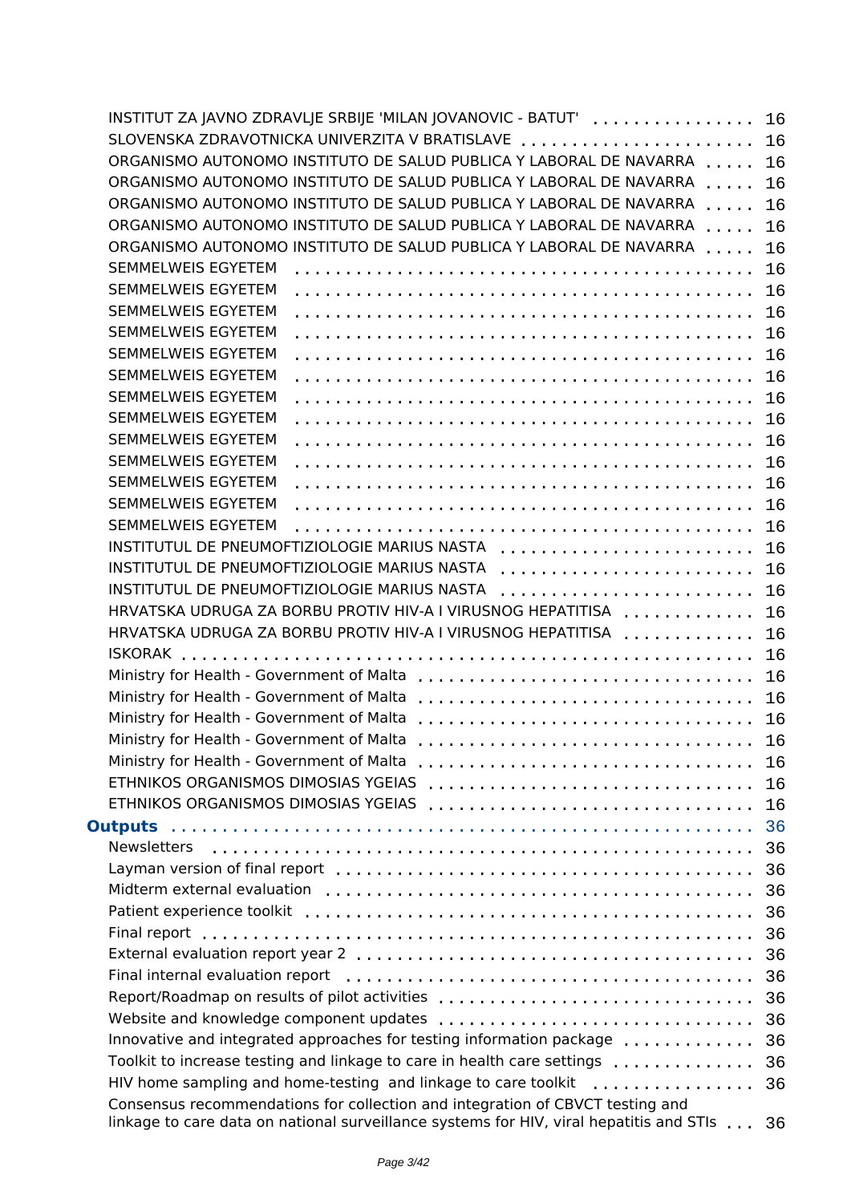INSTITUT ZA JAVNO ZDRAVLJE SRBIJE 'MILAN JOVANOVIC - BATUT' . . . . . . . . . . . . . . . . 16
SLOVENSKA ZDRAVOTNICKA UNIVERZITA V BRATISLAVE . . . . . . . . . . . . . . . . . . . . . . . 16
ORGANISMO AUTONOMO INSTITUTO DE SALUD PUBLICA Y LABORAL DE NAVARRA . . . . . 16
ORGANISMO AUTONOMO INSTITUTO DE SALUD PUBLICA Y LABORAL DE NAVARRA . . . . . 16
ORGANISMO AUTONOMO INSTITUTO DE SALUD PUBLICA Y LABORAL DE NAVARRA . . . . . 16
ORGANISMO AUTONOMO INSTITUTO DE SALUD PUBLICA Y LABORAL DE NAVARRA . . . . . 16
ORGANISMO AUTONOMO INSTITUTO DE SALUD PUBLICA Y LABORAL DE NAVARRA . . . . . 16
SEMMELWEIS EGYETEM . . . . . . . . . . . . . . . . . . . . . . . . . . . . . . . . . . . . . . 16
SEMMELWEIS EGYETEM . . . . . . . . . . . . . . . . . . . . . . . . . . . . . . . . . . . . . . 16
SEMMELWEIS EGYETEM . . . . . . . . . . . . . . . . . . . . . . . . . . . . . . . . . . . . . . 16
SEMMELWEIS EGYETEM . . . . . . . . . . . . . . . . . . . . . . . . . . . . . . . . . . . . . . 16
SEMMELWEIS EGYETEM . . . . . . . . . . . . . . . . . . . . . . . . . . . . . . . . . . . . . . 16
SEMMELWEIS EGYETEM . . . . . . . . . . . . . . . . . . . . . . . . . . . . . . . . . . . . . . 16
SEMMELWEIS EGYETEM . . . . . . . . . . . . . . . . . . . . . . . . . . . . . . . . . . . . . . 16
SEMMELWEIS EGYETEM . . . . . . . . . . . . . . . . . . . . . . . . . . . . . . . . . . . . . . 16
SEMMELWEIS EGYETEM . . . . . . . . . . . . . . . . . . . . . . . . . . . . . . . . . . . . . . 16
SEMMELWEIS EGYETEM . . . . . . . . . . . . . . . . . . . . . . . . . . . . . . . . . . . . . . 16
SEMMELWEIS EGYETEM . . . . . . . . . . . . . . . . . . . . . . . . . . . . . . . . . . . . . . 16
SEMMELWEIS EGYETEM . . . . . . . . . . . . . . . . . . . . . . . . . . . . . . . . . . . . . . 16
SEMMELWEIS EGYETEM . . . . . . . . . . . . . . . . . . . . . . . . . . . . . . . . . . . . . . 16
INSTITUTUL DE PNEUMOFTIZIOLOGIE MARIUS NASTA . . . . . . . . . . . . . . . . . . . . . . . 16
INSTITUTUL DE PNEUMOFTIZIOLOGIE MARIUS NASTA . . . . . . . . . . . . . . . . . . . . . . . 16
INSTITUTUL DE PNEUMOFTIZIOLOGIE MARIUS NASTA . . . . . . . . . . . . . . . . . . . . . . . 16
HRVATSKA UDRUGA ZA BORBU PROTIV HIV-A I VIRUSNOG HEPATITISA . . . . . . . . . . . . 16
HRVATSKA UDRUGA ZA BORBU PROTIV HIV-A I VIRUSNOG HEPATITISA . . . . . . . . . . . . 16
ISKORAK . . . . . . . . . . . . . . . . . . . . . . . . . . . . . . . . . . . . . . . . . . . . . . 16
Ministry for Health - Government of Malta . . . . . . . . . . . . . . . . . . . . . . . . . . . . . 16
Ministry for Health - Government of Malta . . . . . . . . . . . . . . . . . . . . . . . . . . . . . 16
Ministry for Health - Government of Malta . . . . . . . . . . . . . . . . . . . . . . . . . . . . . 16
Ministry for Health - Government of Malta . . . . . . . . . . . . . . . . . . . . . . . . . . . . . 16
Ministry for Health - Government of Malta . . . . . . . . . . . . . . . . . . . . . . . . . . . . . 16
ETHNIKOS ORGANISMOS DIMOSIAS YGEIAS . . . . . . . . . . . . . . . . . . . . . . . . . . . . 16
ETHNIKOS ORGANISMOS DIMOSIAS YGEIAS . . . . . . . . . . . . . . . . . . . . . . . . . . . . 16

**Outputs** . . . . . . . . . . . . . . . . . . . . . . . . . . . . . . . . . . . . . . . . . . . . . . 36

Newsletters . . . . . . . . . . . . . . . . . . . . . . . . . . . . . . . . . . . . . . . . . . . . . 36
Layman version of final report . . . . . . . . . . . . . . . . . . . . . . . . . . . . . . . . . . . 36
Midterm external evaluation . . . . . . . . . . . . . . . . . . . . . . . . . . . . . . . . . . . . 36
Patient experience toolkit . . . . . . . . . . . . . . . . . . . . . . . . . . . . . . . . . . . . . 36
Final report . . . . . . . . . . . . . . . . . . . . . . . . . . . . . . . . . . . . . . . . . . . . . 36
External evaluation report year 2 . . . . . . . . . . . . . . . . . . . . . . . . . . . . . . . . . 36
Final internal evaluation report . . . . . . . . . . . . . . . . . . . . . . . . . . . . . . . . . . 36
Report/Roadmap on results of pilot activities . . . . . . . . . . . . . . . . . . . . . . . . . . 36
Website and knowledge component updates . . . . . . . . . . . . . . . . . . . . . . . . . . . . 36
Innovative and integrated approaches for testing information package . . . . . . . . . . . . 36
Toolkit to increase testing and linkage to care in health care settings . . . . . . . . . . . . 36
HIV home sampling and home-testing and linkage to care toolkit . . . . . . . . . . . . . . . 36
Consensus recommendations for collection and integration of CBVCT testing and linkage to care data on national surveillance systems for HIV, viral hepatitis and STIs . . . 36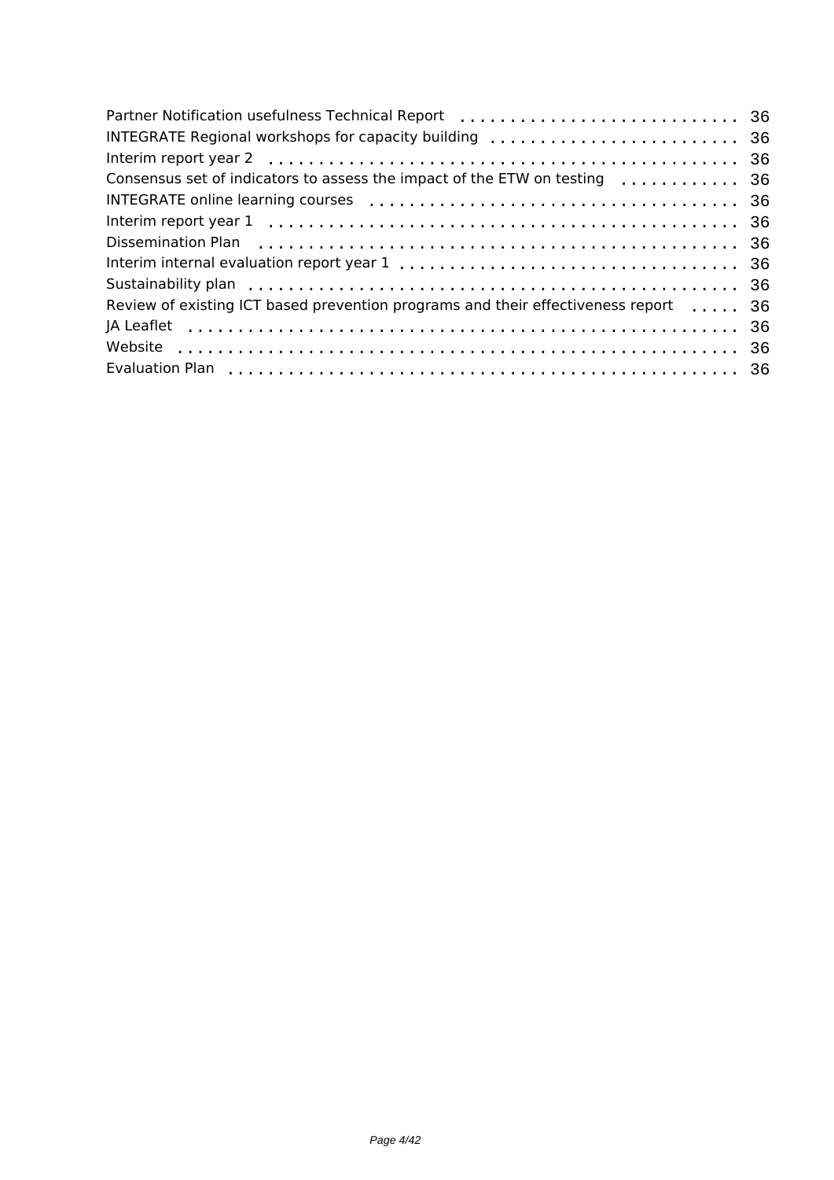Partner Notification usefulness Technical Report . . . . . . . . . . . . . . . . . . . . . . . . . . . . 36
INTEGRATE Regional workshops for capacity building . . . . . . . . . . . . . . . . . . . . . . . . . 36
Interim report year 2 . . . . . . . . . . . . . . . . . . . . . . . . . . . . . . . . . . . . . . . . . . . . . . 36
Consensus set of indicators to assess the impact of the ETW on testing . . . . . . . . . . . . 36
INTEGRATE online learning courses . . . . . . . . . . . . . . . . . . . . . . . . . . . . . . . . . . . . 36
Interim report year 1 . . . . . . . . . . . . . . . . . . . . . . . . . . . . . . . . . . . . . . . . . . . . . . 36
Dissemination Plan . . . . . . . . . . . . . . . . . . . . . . . . . . . . . . . . . . . . . . . . . . . . . . . 36
Interim internal evaluation report year 1 . . . . . . . . . . . . . . . . . . . . . . . . . . . . . . . . . 36
Sustainability plan . . . . . . . . . . . . . . . . . . . . . . . . . . . . . . . . . . . . . . . . . . . . . . . . 36
Review of existing ICT based prevention programs and their effectiveness report . . . . . 36
JA Leaflet . . . . . . . . . . . . . . . . . . . . . . . . . . . . . . . . . . . . . . . . . . . . . . . . . . . . . . 36
Website . . . . . . . . . . . . . . . . . . . . . . . . . . . . . . . . . . . . . . . . . . . . . . . . . . . . . . . 36
Evaluation Plan . . . . . . . . . . . . . . . . . . . . . . . . . . . . . . . . . . . . . . . . . . . . . . . . . . 36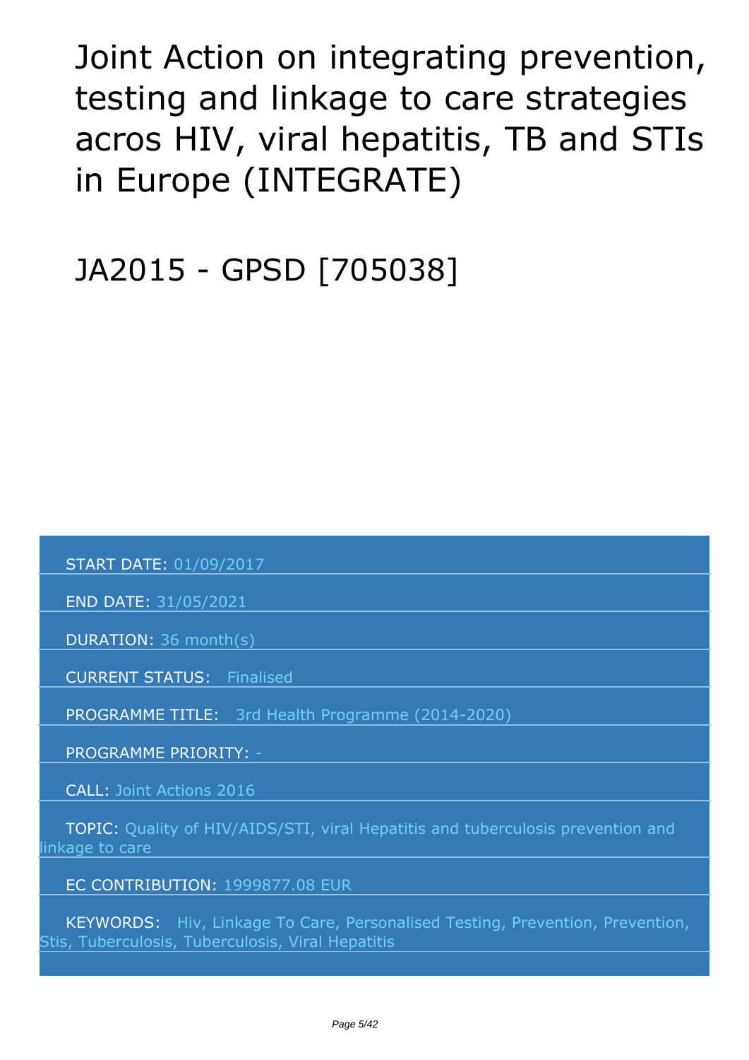# Joint Action on integrating prevention, testing and linkage to care strategies acros HIV, viral hepatitis, TB and STIs in Europe (INTEGRATE)

# JA2015 - GPSD [705038]

START DATE: 01/09/2017

END DATE: 31/05/2021

DURATION: 36 month(s)

CURRENT STATUS: Finalised

PROGRAMME TITLE: 3rd Health Programme (2014-2020)

PROGRAMME PRIORITY: -

CALL: Joint Actions 2016

TOPIC: Quality of HIV/AIDS/STI, viral Hepatitis and tuberculosis prevention and linkage to care

EC CONTRIBUTION: 1999877.08 EUR

KEYWORDS: Hiv, Linkage To Care, Personalised Testing, Prevention, Prevention, Stis, Tuberculosis, Tuberculosis, Viral Hepatitis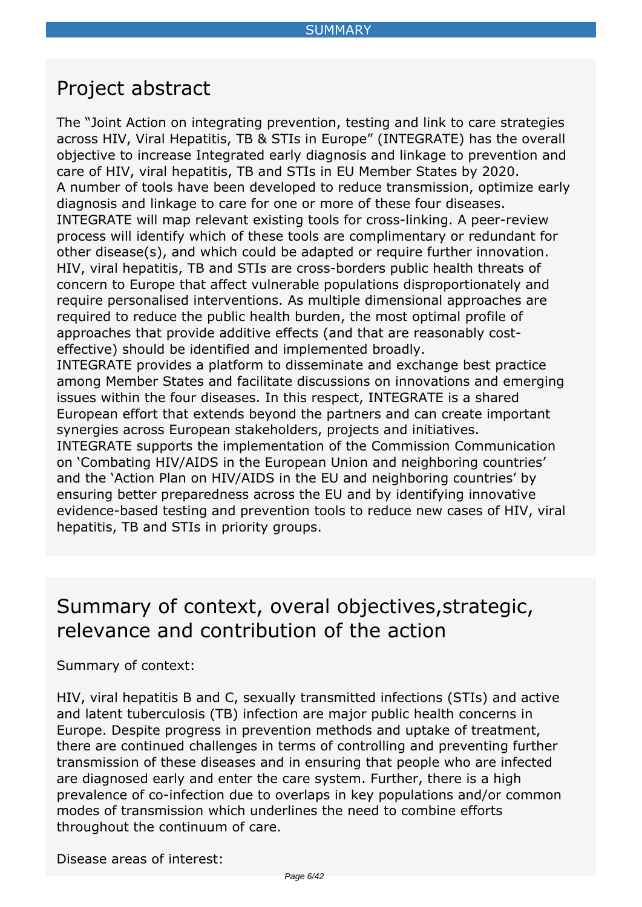SUMMARY

## Project abstract

The "Joint Action on integrating prevention, testing and link to care strategies across HIV, Viral Hepatitis, TB & STIs in Europe" (INTEGRATE) has the overall objective to increase Integrated early diagnosis and linkage to prevention and care of HIV, viral hepatitis, TB and STIs in EU Member States by 2020.
A number of tools have been developed to reduce transmission, optimize early diagnosis and linkage to care for one or more of these four diseases.
INTEGRATE will map relevant existing tools for cross-linking. A peer-review process will identify which of these tools are complimentary or redundant for other disease(s), and which could be adapted or require further innovation.
HIV, viral hepatitis, TB and STIs are cross-borders public health threats of concern to Europe that affect vulnerable populations disproportionately and require personalised interventions. As multiple dimensional approaches are required to reduce the public health burden, the most optimal profile of approaches that provide additive effects (and that are reasonably cost-effective) should be identified and implemented broadly.
INTEGRATE provides a platform to disseminate and exchange best practice among Member States and facilitate discussions on innovations and emerging issues within the four diseases. In this respect, INTEGRATE is a shared European effort that extends beyond the partners and can create important synergies across European stakeholders, projects and initiatives.
INTEGRATE supports the implementation of the Commission Communication on 'Combating HIV/AIDS in the European Union and neighboring countries' and the 'Action Plan on HIV/AIDS in the EU and neighboring countries' by ensuring better preparedness across the EU and by identifying innovative evidence-based testing and prevention tools to reduce new cases of HIV, viral hepatitis, TB and STIs in priority groups.

## Summary of context, overal objectives,strategic, relevance and contribution of the action

Summary of context:

HIV, viral hepatitis B and C, sexually transmitted infections (STIs) and active and latent tuberculosis (TB) infection are major public health concerns in Europe. Despite progress in prevention methods and uptake of treatment, there are continued challenges in terms of controlling and preventing further transmission of these diseases and in ensuring that people who are infected are diagnosed early and enter the care system. Further, there is a high prevalence of co-infection due to overlaps in key populations and/or common modes of transmission which underlines the need to combine efforts throughout the continuum of care.

Disease areas of interest: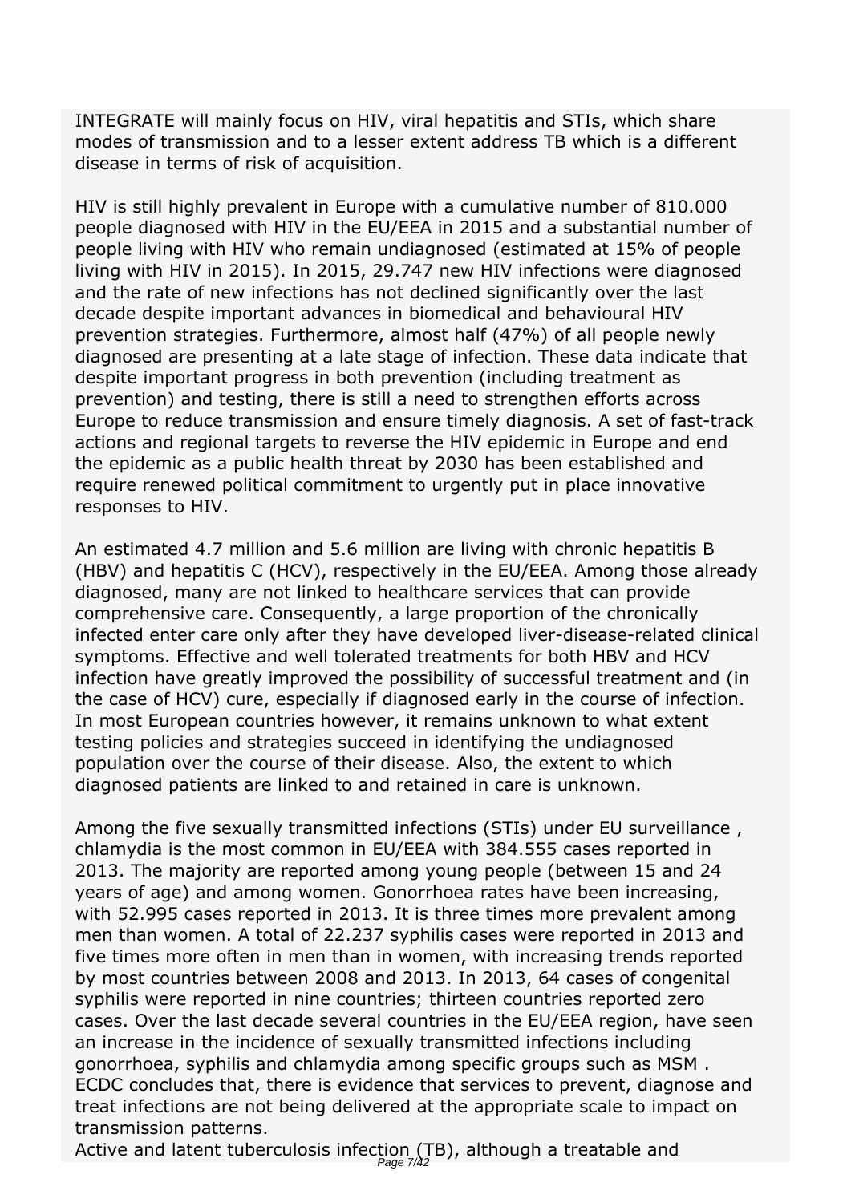INTEGRATE will mainly focus on HIV, viral hepatitis and STIs, which share modes of transmission and to a lesser extent address TB which is a different disease in terms of risk of acquisition.

HIV is still highly prevalent in Europe with a cumulative number of 810.000 people diagnosed with HIV in the EU/EEA in 2015 and a substantial number of people living with HIV who remain undiagnosed (estimated at 15% of people living with HIV in 2015). In 2015, 29.747 new HIV infections were diagnosed and the rate of new infections has not declined significantly over the last decade despite important advances in biomedical and behavioural HIV prevention strategies. Furthermore, almost half (47%) of all people newly diagnosed are presenting at a late stage of infection. These data indicate that despite important progress in both prevention (including treatment as prevention) and testing, there is still a need to strengthen efforts across Europe to reduce transmission and ensure timely diagnosis. A set of fast-track actions and regional targets to reverse the HIV epidemic in Europe and end the epidemic as a public health threat by 2030 has been established and require renewed political commitment to urgently put in place innovative responses to HIV.

An estimated 4.7 million and 5.6 million are living with chronic hepatitis B (HBV) and hepatitis C (HCV), respectively in the EU/EEA. Among those already diagnosed, many are not linked to healthcare services that can provide comprehensive care. Consequently, a large proportion of the chronically infected enter care only after they have developed liver-disease-related clinical symptoms. Effective and well tolerated treatments for both HBV and HCV infection have greatly improved the possibility of successful treatment and (in the case of HCV) cure, especially if diagnosed early in the course of infection. In most European countries however, it remains unknown to what extent testing policies and strategies succeed in identifying the undiagnosed population over the course of their disease. Also, the extent to which diagnosed patients are linked to and retained in care is unknown.

Among the five sexually transmitted infections (STIs) under EU surveillance , chlamydia is the most common in EU/EEA with 384.555 cases reported in 2013. The majority are reported among young people (between 15 and 24 years of age) and among women. Gonorrhoea rates have been increasing, with 52.995 cases reported in 2013. It is three times more prevalent among men than women. A total of 22.237 syphilis cases were reported in 2013 and five times more often in men than in women, with increasing trends reported by most countries between 2008 and 2013. In 2013, 64 cases of congenital syphilis were reported in nine countries; thirteen countries reported zero cases. Over the last decade several countries in the EU/EEA region, have seen an increase in the incidence of sexually transmitted infections including gonorrhoea, syphilis and chlamydia among specific groups such as MSM . ECDC concludes that, there is evidence that services to prevent, diagnose and treat infections are not being delivered at the appropriate scale to impact on transmission patterns.

Active and latent tuberculosis infection (TB), although a treatable and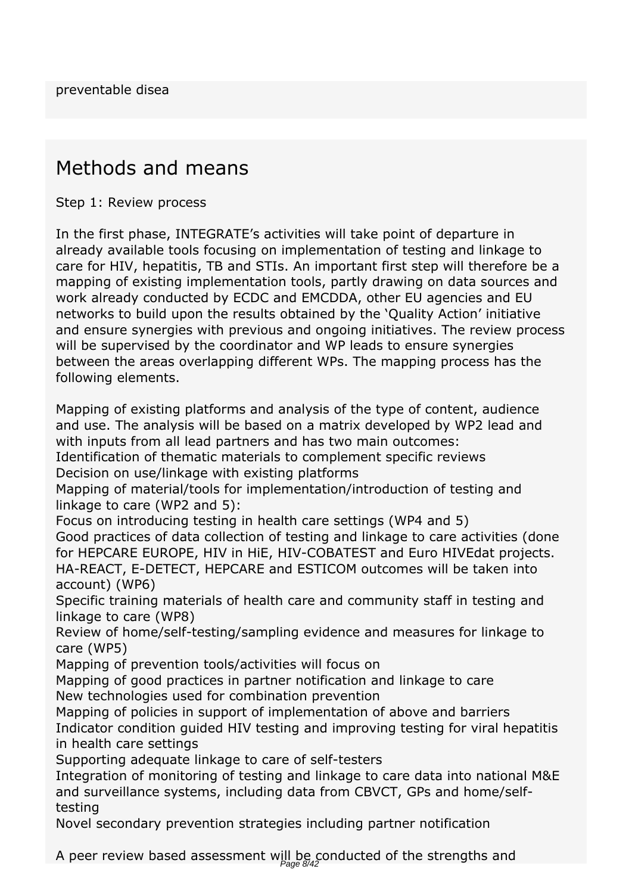preventable disea

## Methods and means

Step 1: Review process

In the first phase, INTEGRATE's activities will take point of departure in already available tools focusing on implementation of testing and linkage to care for HIV, hepatitis, TB and STIs. An important first step will therefore be a mapping of existing implementation tools, partly drawing on data sources and work already conducted by ECDC and EMCDDA, other EU agencies and EU networks to build upon the results obtained by the 'Quality Action' initiative and ensure synergies with previous and ongoing initiatives. The review process will be supervised by the coordinator and WP leads to ensure synergies between the areas overlapping different WPs. The mapping process has the following elements.

Mapping of existing platforms and analysis of the type of content, audience and use. The analysis will be based on a matrix developed by WP2 lead and with inputs from all lead partners and has two main outcomes:
Identification of thematic materials to complement specific reviews
Decision on use/linkage with existing platforms
Mapping of material/tools for implementation/introduction of testing and linkage to care (WP2 and 5):
Focus on introducing testing in health care settings (WP4 and 5)
Good practices of data collection of testing and linkage to care activities (done for HEPCARE EUROPE, HIV in HiE, HIV-COBATEST and Euro HIVEdat projects. HA-REACT, E-DETECT, HEPCARE and ESTICOM outcomes will be taken into account) (WP6)
Specific training materials of health care and community staff in testing and linkage to care (WP8)
Review of home/self-testing/sampling evidence and measures for linkage to care (WP5)
Mapping of prevention tools/activities will focus on
Mapping of good practices in partner notification and linkage to care
New technologies used for combination prevention
Mapping of policies in support of implementation of above and barriers
Indicator condition guided HIV testing and improving testing for viral hepatitis in health care settings
Supporting adequate linkage to care of self-testers
Integration of monitoring of testing and linkage to care data into national M&E and surveillance systems, including data from CBVCT, GPs and home/self-testing
Novel secondary prevention strategies including partner notification

A peer review based assessment will be conducted of the strengths and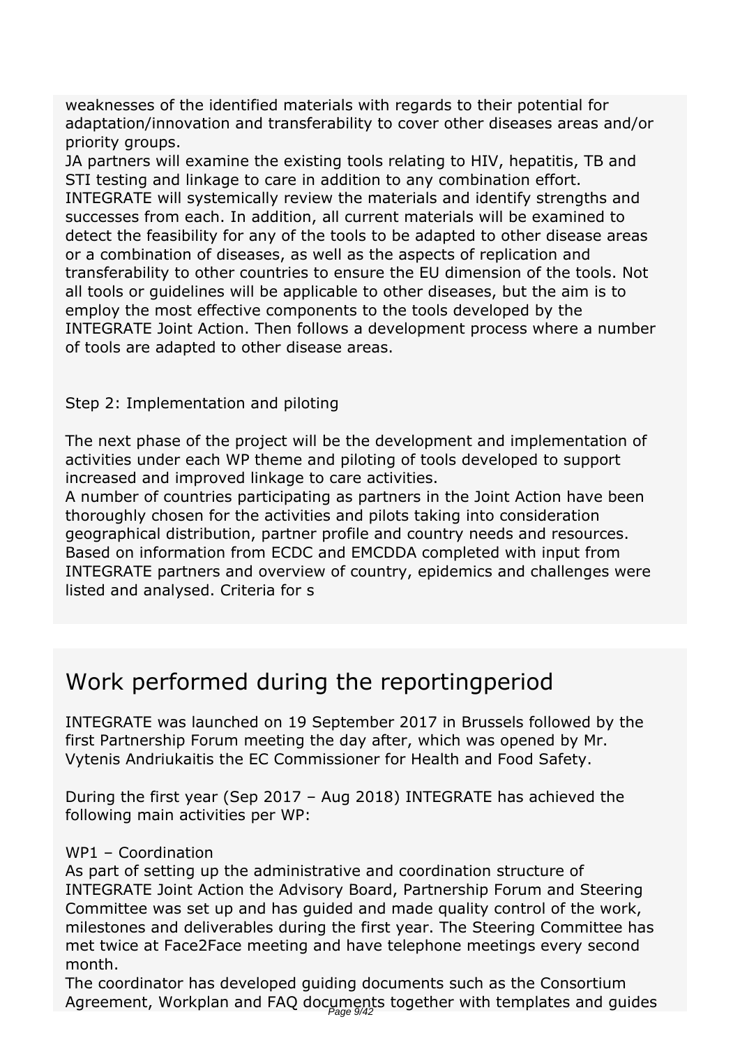weaknesses of the identified materials with regards to their potential for adaptation/innovation and transferability to cover other diseases areas and/or priority groups.
JA partners will examine the existing tools relating to HIV, hepatitis, TB and STI testing and linkage to care in addition to any combination effort. INTEGRATE will systemically review the materials and identify strengths and successes from each. In addition, all current materials will be examined to detect the feasibility for any of the tools to be adapted to other disease areas or a combination of diseases, as well as the aspects of replication and transferability to other countries to ensure the EU dimension of the tools. Not all tools or guidelines will be applicable to other diseases, but the aim is to employ the most effective components to the tools developed by the INTEGRATE Joint Action. Then follows a development process where a number of tools are adapted to other disease areas.

Step 2: Implementation and piloting

The next phase of the project will be the development and implementation of activities under each WP theme and piloting of tools developed to support increased and improved linkage to care activities.
A number of countries participating as partners in the Joint Action have been thoroughly chosen for the activities and pilots taking into consideration geographical distribution, partner profile and country needs and resources. Based on information from ECDC and EMCDDA completed with input from INTEGRATE partners and overview of country, epidemics and challenges were listed and analysed. Criteria for s

## Work performed during the reportingperiod

INTEGRATE was launched on 19 September 2017 in Brussels followed by the first Partnership Forum meeting the day after, which was opened by Mr. Vytenis Andriukaitis the EC Commissioner for Health and Food Safety.

During the first year (Sep 2017 – Aug 2018) INTEGRATE has achieved the following main activities per WP:

WP1 – Coordination
As part of setting up the administrative and coordination structure of INTEGRATE Joint Action the Advisory Board, Partnership Forum and Steering Committee was set up and has guided and made quality control of the work, milestones and deliverables during the first year. The Steering Committee has met twice at Face2Face meeting and have telephone meetings every second month.
The coordinator has developed guiding documents such as the Consortium Agreement, Workplan and FAQ documents together with templates and guides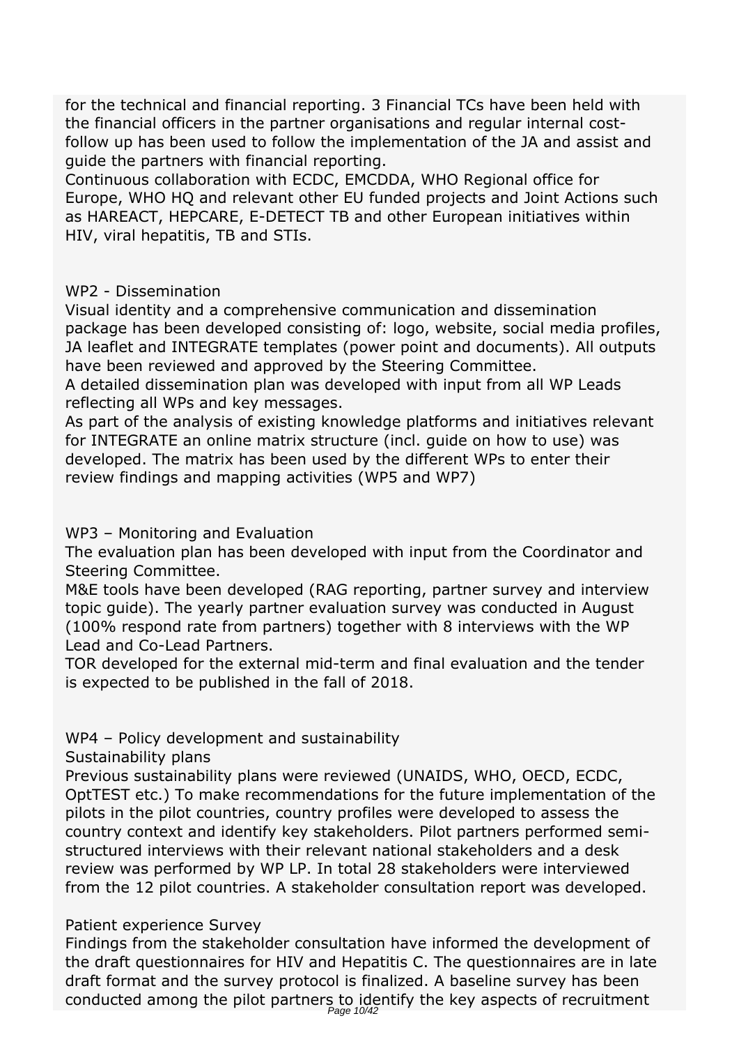for the technical and financial reporting. 3 Financial TCs have been held with the financial officers in the partner organisations and regular internal cost-follow up has been used to follow the implementation of the JA and assist and guide the partners with financial reporting.
Continuous collaboration with ECDC, EMCDDA, WHO Regional office for Europe, WHO HQ and relevant other EU funded projects and Joint Actions such as HAREACT, HEPCARE, E-DETECT TB and other European initiatives within HIV, viral hepatitis, TB and STIs.

WP2 - Dissemination
Visual identity and a comprehensive communication and dissemination package has been developed consisting of: logo, website, social media profiles, JA leaflet and INTEGRATE templates (power point and documents). All outputs have been reviewed and approved by the Steering Committee.
A detailed dissemination plan was developed with input from all WP Leads reflecting all WPs and key messages.
As part of the analysis of existing knowledge platforms and initiatives relevant for INTEGRATE an online matrix structure (incl. guide on how to use) was developed. The matrix has been used by the different WPs to enter their review findings and mapping activities (WP5 and WP7)

WP3 – Monitoring and Evaluation
The evaluation plan has been developed with input from the Coordinator and Steering Committee.
M&E tools have been developed (RAG reporting, partner survey and interview topic guide). The yearly partner evaluation survey was conducted in August (100% respond rate from partners) together with 8 interviews with the WP Lead and Co-Lead Partners.
TOR developed for the external mid-term and final evaluation and the tender is expected to be published in the fall of 2018.

WP4 – Policy development and sustainability
Sustainability plans
Previous sustainability plans were reviewed (UNAIDS, WHO, OECD, ECDC, OptTEST etc.) To make recommendations for the future implementation of the pilots in the pilot countries, country profiles were developed to assess the country context and identify key stakeholders. Pilot partners performed semi-structured interviews with their relevant national stakeholders and a desk review was performed by WP LP. In total 28 stakeholders were interviewed from the 12 pilot countries. A stakeholder consultation report was developed.

Patient experience Survey
Findings from the stakeholder consultation have informed the development of the draft questionnaires for HIV and Hepatitis C. The questionnaires are in late draft format and the survey protocol is finalized. A baseline survey has been conducted among the pilot partners to identify the key aspects of recruitment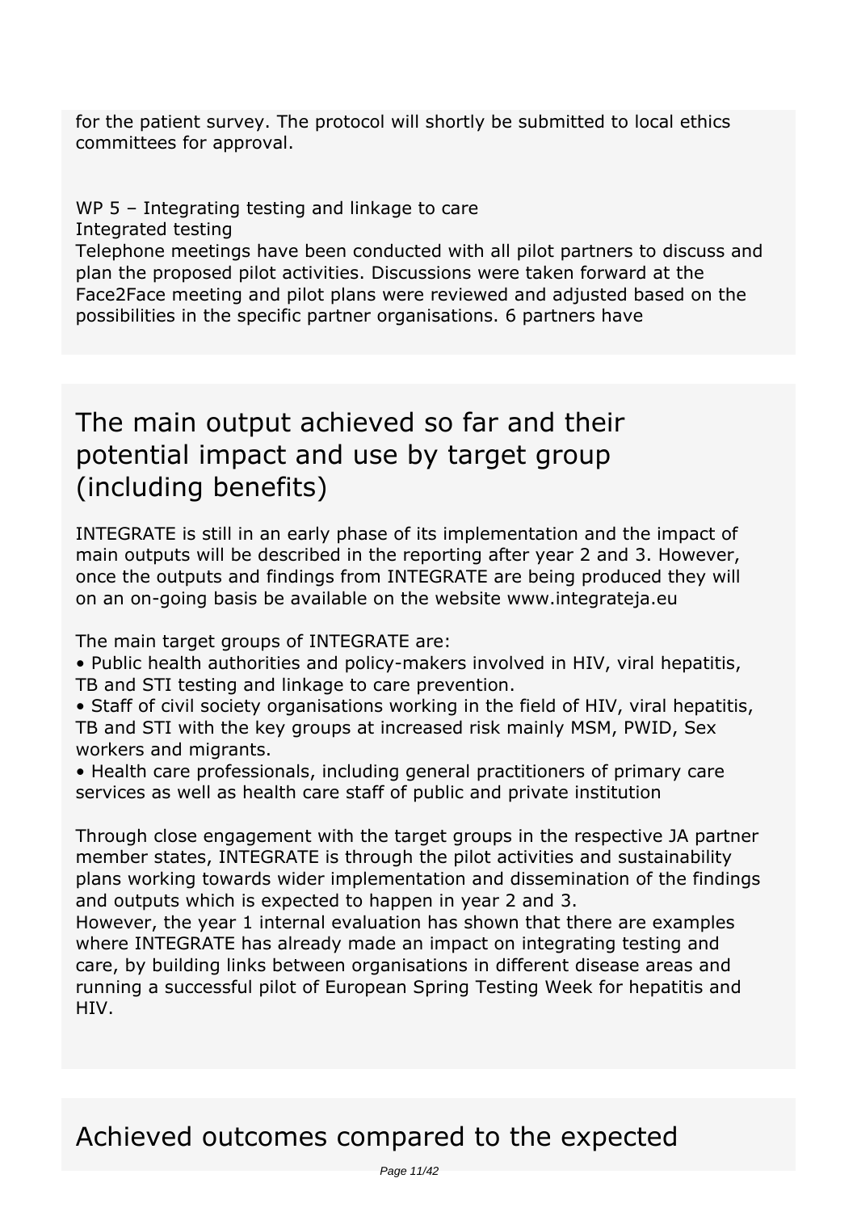for the patient survey. The protocol will shortly be submitted to local ethics committees for approval.

WP 5 – Integrating testing and linkage to care
Integrated testing
Telephone meetings have been conducted with all pilot partners to discuss and plan the proposed pilot activities. Discussions were taken forward at the Face2Face meeting and pilot plans were reviewed and adjusted based on the possibilities in the specific partner organisations. 6 partners have

## The main output achieved so far and their potential impact and use by target group (including benefits)

INTEGRATE is still in an early phase of its implementation and the impact of main outputs will be described in the reporting after year 2 and 3. However, once the outputs and findings from INTEGRATE are being produced they will on an on-going basis be available on the website www.integrateja.eu

The main target groups of INTEGRATE are:
• Public health authorities and policy-makers involved in HIV, viral hepatitis, TB and STI testing and linkage to care prevention.
• Staff of civil society organisations working in the field of HIV, viral hepatitis, TB and STI with the key groups at increased risk mainly MSM, PWID, Sex workers and migrants.
• Health care professionals, including general practitioners of primary care services as well as health care staff of public and private institution

Through close engagement with the target groups in the respective JA partner member states, INTEGRATE is through the pilot activities and sustainability plans working towards wider implementation and dissemination of the findings and outputs which is expected to happen in year 2 and 3.
However, the year 1 internal evaluation has shown that there are examples where INTEGRATE has already made an impact on integrating testing and care, by building links between organisations in different disease areas and running a successful pilot of European Spring Testing Week for hepatitis and HIV.

## Achieved outcomes compared to the expected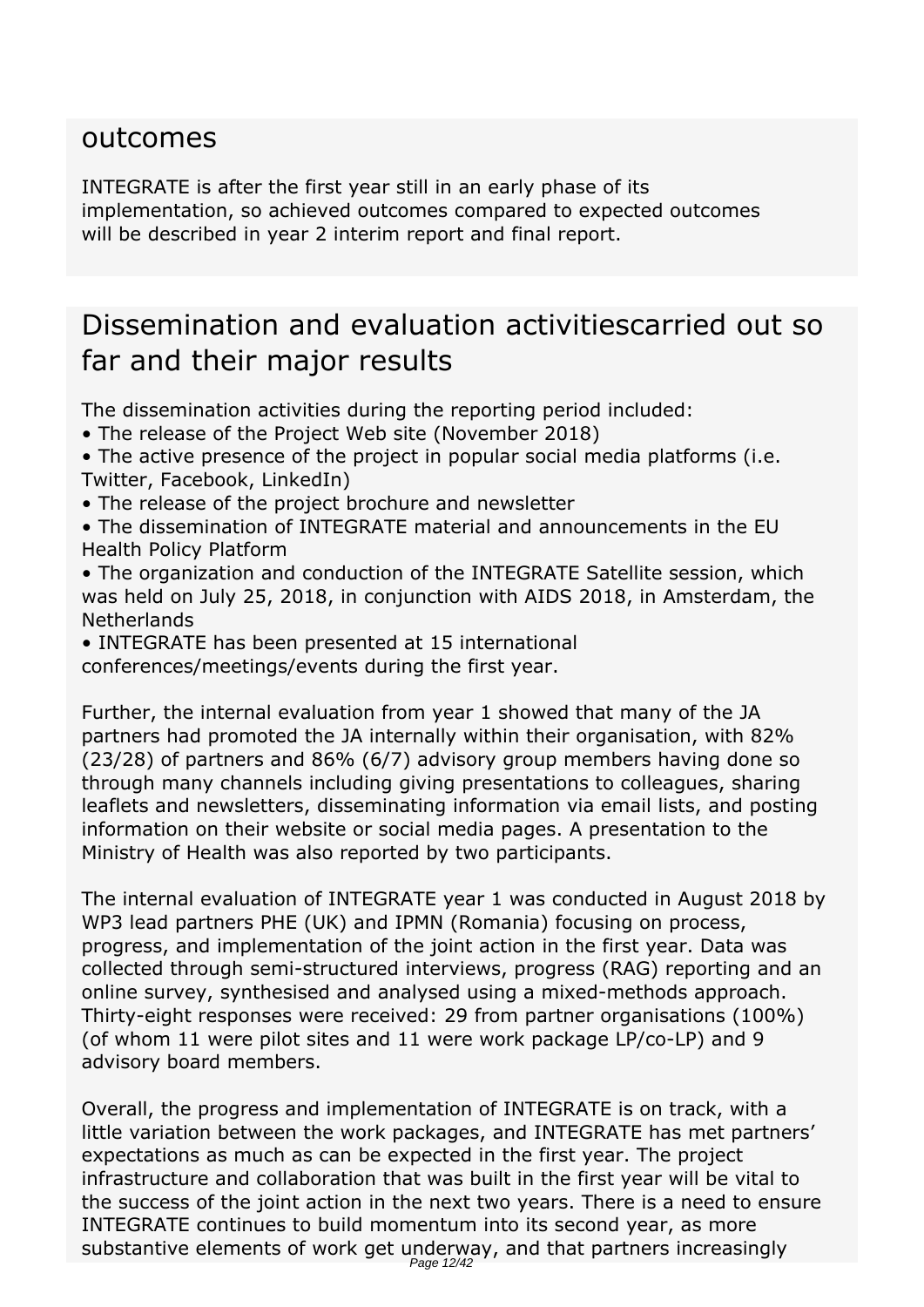## outcomes

INTEGRATE is after the first year still in an early phase of its implementation, so achieved outcomes compared to expected outcomes will be described in year 2 interim report and final report.

## Dissemination and evaluation activitiescarried out so far and their major results

The dissemination activities during the reporting period included:

- The release of the Project Web site (November 2018)
- The active presence of the project in popular social media platforms (i.e. Twitter, Facebook, LinkedIn)
- The release of the project brochure and newsletter
- The dissemination of INTEGRATE material and announcements in the EU Health Policy Platform
- The organization and conduction of the INTEGRATE Satellite session, which was held on July 25, 2018, in conjunction with AIDS 2018, in Amsterdam, the Netherlands
- INTEGRATE has been presented at 15 international conferences/meetings/events during the first year.

Further, the internal evaluation from year 1 showed that many of the JA partners had promoted the JA internally within their organisation, with 82% (23/28) of partners and 86% (6/7) advisory group members having done so through many channels including giving presentations to colleagues, sharing leaflets and newsletters, disseminating information via email lists, and posting information on their website or social media pages. A presentation to the Ministry of Health was also reported by two participants.

The internal evaluation of INTEGRATE year 1 was conducted in August 2018 by WP3 lead partners PHE (UK) and IPMN (Romania) focusing on process, progress, and implementation of the joint action in the first year. Data was collected through semi-structured interviews, progress (RAG) reporting and an online survey, synthesised and analysed using a mixed-methods approach. Thirty-eight responses were received: 29 from partner organisations (100%) (of whom 11 were pilot sites and 11 were work package LP/co-LP) and 9 advisory board members.

Overall, the progress and implementation of INTEGRATE is on track, with a little variation between the work packages, and INTEGRATE has met partners' expectations as much as can be expected in the first year. The project infrastructure and collaboration that was built in the first year will be vital to the success of the joint action in the next two years. There is a need to ensure INTEGRATE continues to build momentum into its second year, as more substantive elements of work get underway, and that partners increasingly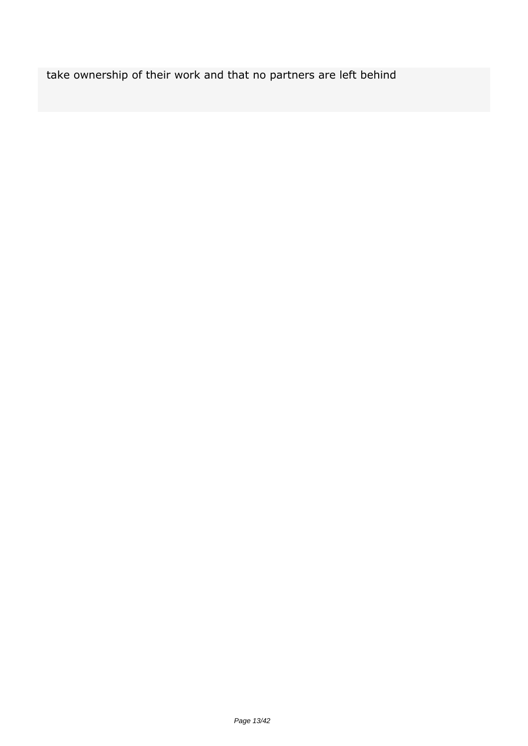take ownership of their work and that no partners are left behind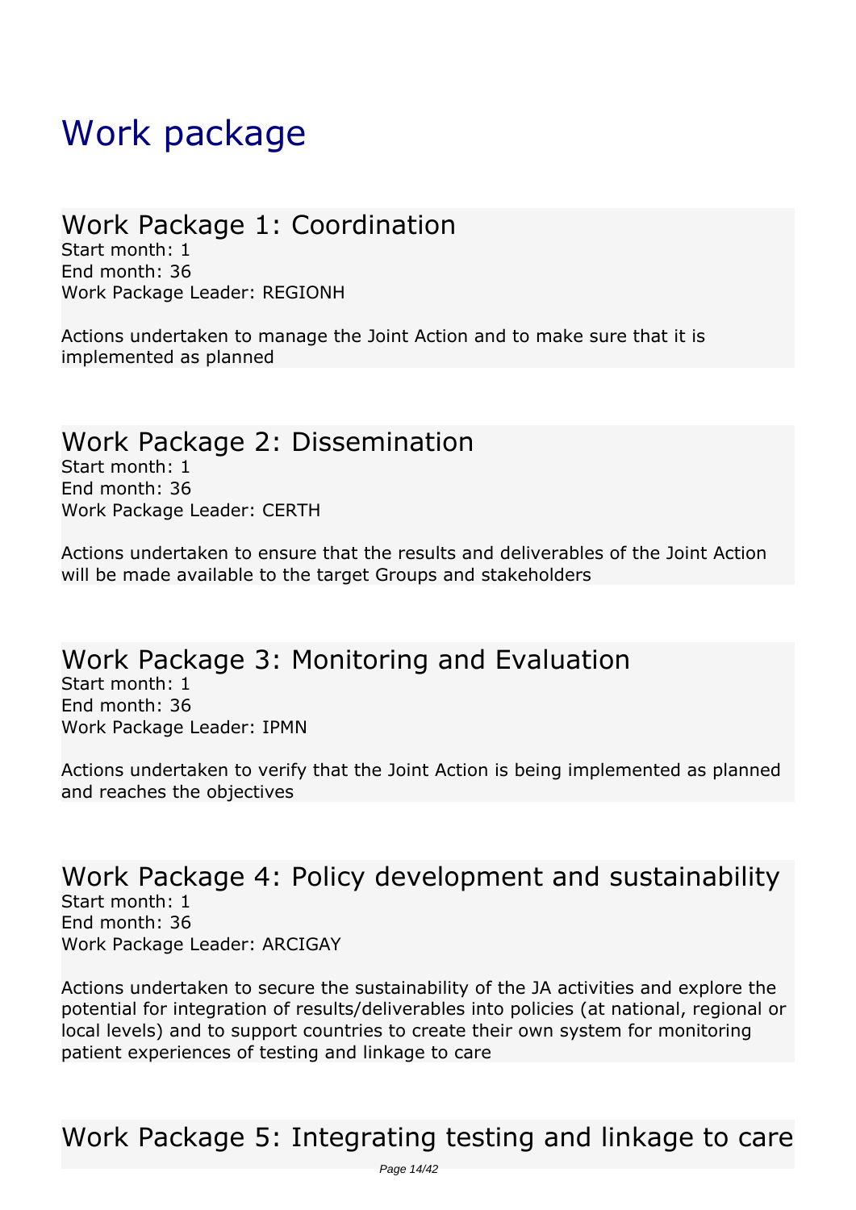# Work package

## Work Package 1: Coordination

Start month: 1
End month: 36
Work Package Leader: REGIONH

Actions undertaken to manage the Joint Action and to make sure that it is implemented as planned

## Work Package 2: Dissemination

Start month: 1
End month: 36
Work Package Leader: CERTH

Actions undertaken to ensure that the results and deliverables of the Joint Action will be made available to the target Groups and stakeholders

## Work Package 3: Monitoring and Evaluation

Start month: 1
End month: 36
Work Package Leader: IPMN

Actions undertaken to verify that the Joint Action is being implemented as planned and reaches the objectives

## Work Package 4: Policy development and sustainability

Start month: 1
End month: 36
Work Package Leader: ARCIGAY

Actions undertaken to secure the sustainability of the JA activities and explore the potential for integration of results/deliverables into policies (at national, regional or local levels) and to support countries to create their own system for monitoring patient experiences of testing and linkage to care

## Work Package 5: Integrating testing and linkage to care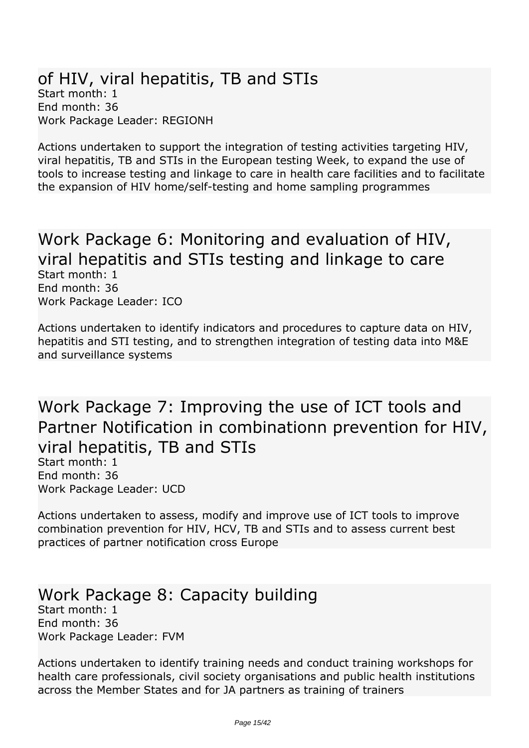## of HIV, viral hepatitis, TB and STIs

Start month: 1
End month: 36
Work Package Leader: REGIONH

Actions undertaken to support the integration of testing activities targeting HIV, viral hepatitis, TB and STIs in the European testing Week, to expand the use of tools to increase testing and linkage to care in health care facilities and to facilitate the expansion of HIV home/self-testing and home sampling programmes

## Work Package 6: Monitoring and evaluation of HIV, viral hepatitis and STIs testing and linkage to care

Start month: 1
End month: 36
Work Package Leader: ICO

Actions undertaken to identify indicators and procedures to capture data on HIV, hepatitis and STI testing, and to strengthen integration of testing data into M&E and surveillance systems

## Work Package 7: Improving the use of ICT tools and Partner Notification in combinationn prevention for HIV, viral hepatitis, TB and STIs

Start month: 1
End month: 36
Work Package Leader: UCD

Actions undertaken to assess, modify and improve use of ICT tools to improve combination prevention for HIV, HCV, TB and STIs and to assess current best practices of partner notification cross Europe

## Work Package 8: Capacity building

Start month: 1
End month: 36
Work Package Leader: FVM

Actions undertaken to identify training needs and conduct training workshops for health care professionals, civil society organisations and public health institutions across the Member States and for JA partners as training of trainers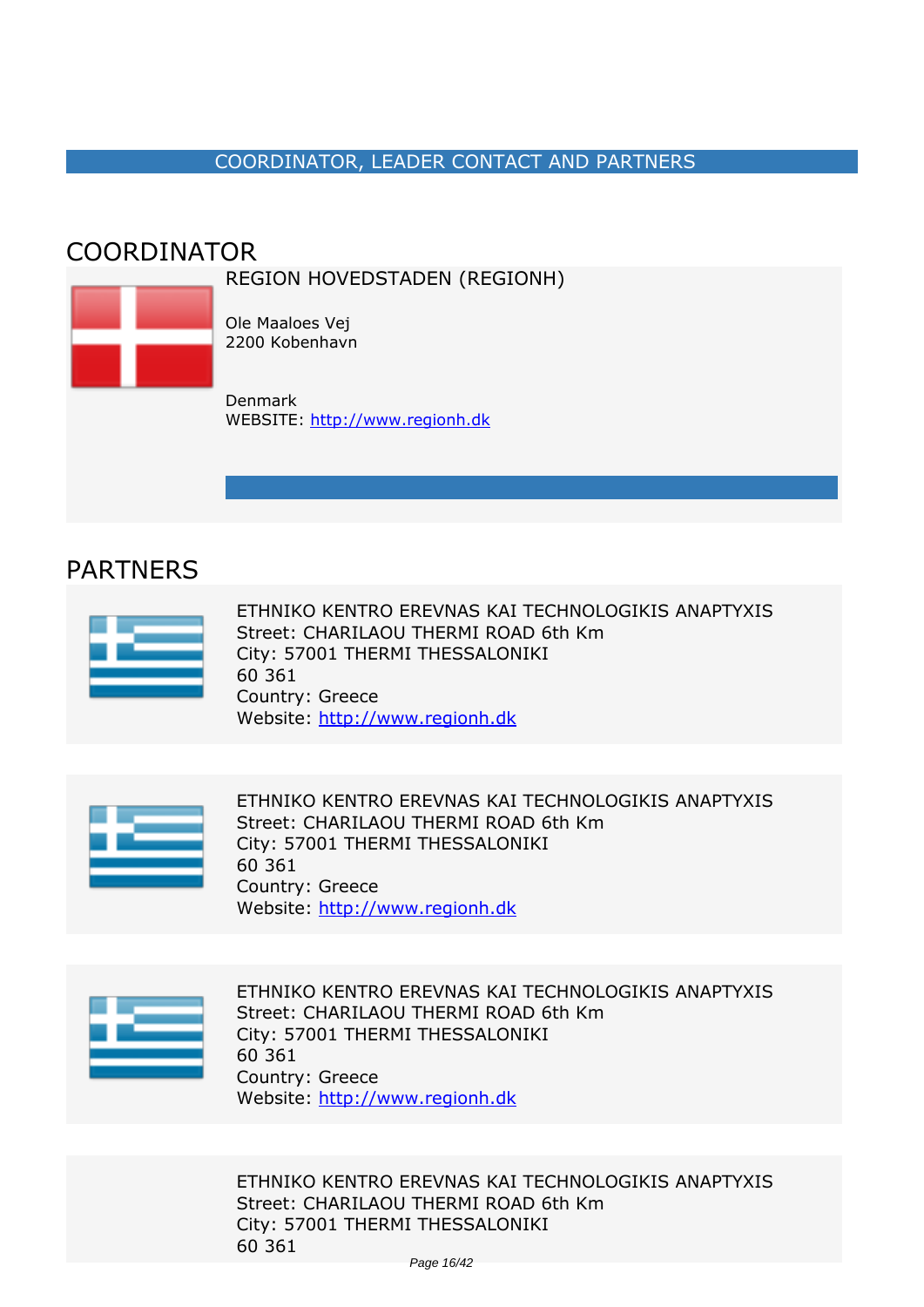## COORDINATOR, LEADER CONTACT AND PARTNERS

## COORDINATOR

REGION HOVEDSTADEN (REGIONH)

Ole Maaloes Vej
2200 Kobenhavn

Denmark
WEBSITE: http://www.regionh.dk

## PARTNERS

ETHNIKO KENTRO EREVNAS KAI TECHNOLOGIKIS ANAPTYXIS
Street: CHARILAOU THERMI ROAD 6th Km
City: 57001 THERMI THESSALONIKI
60 361
Country: Greece
Website: http://www.regionh.dk

ETHNIKO KENTRO EREVNAS KAI TECHNOLOGIKIS ANAPTYXIS
Street: CHARILAOU THERMI ROAD 6th Km
City: 57001 THERMI THESSALONIKI
60 361
Country: Greece
Website: http://www.regionh.dk

ETHNIKO KENTRO EREVNAS KAI TECHNOLOGIKIS ANAPTYXIS
Street: CHARILAOU THERMI ROAD 6th Km
City: 57001 THERMI THESSALONIKI
60 361
Country: Greece
Website: http://www.regionh.dk

ETHNIKO KENTRO EREVNAS KAI TECHNOLOGIKIS ANAPTYXIS
Street: CHARILAOU THERMI ROAD 6th Km
City: 57001 THERMI THESSALONIKI
60 361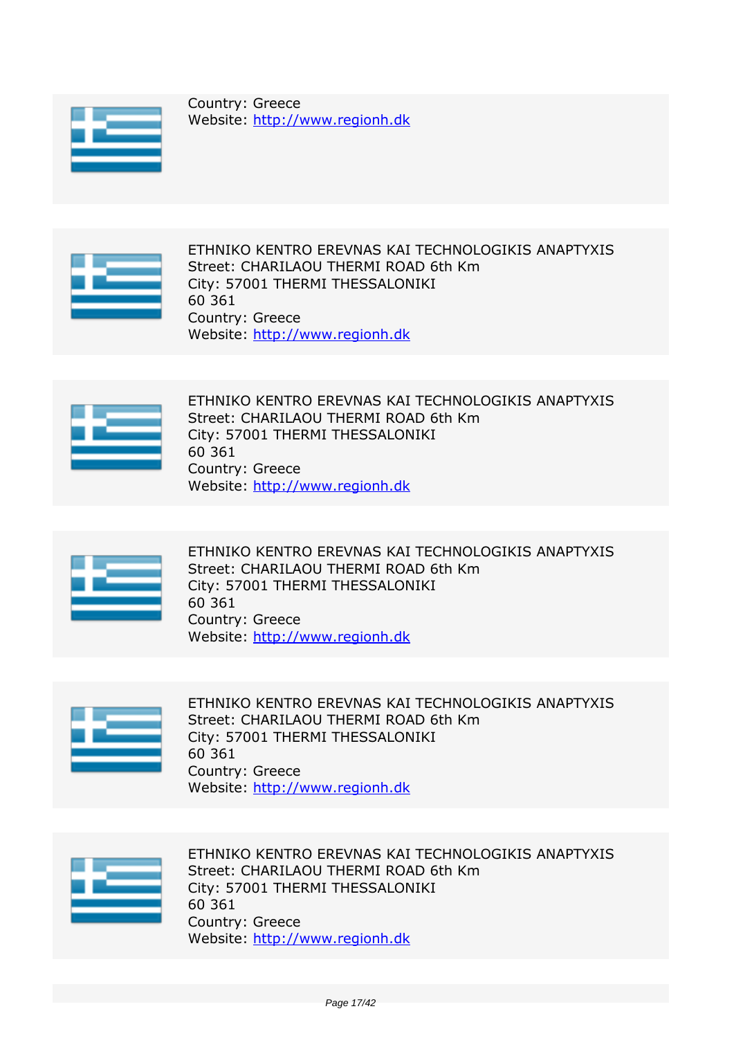Country: Greece
Website: [http://www.regionh.dk](http://www.regionh.dk)

---

ETHNIKO KENTRO EREVNAS KAI TECHNOLOGIKIS ANAPTYXIS
Street: CHARILAOU THERMI ROAD 6th Km
City: 57001 THERMI THESSALONIKI
60 361
Country: Greece
Website: [http://www.regionh.dk](http://www.regionh.dk)

---

ETHNIKO KENTRO EREVNAS KAI TECHNOLOGIKIS ANAPTYXIS
Street: CHARILAOU THERMI ROAD 6th Km
City: 57001 THERMI THESSALONIKI
60 361
Country: Greece
Website: [http://www.regionh.dk](http://www.regionh.dk)

---

ETHNIKO KENTRO EREVNAS KAI TECHNOLOGIKIS ANAPTYXIS
Street: CHARILAOU THERMI ROAD 6th Km
City: 57001 THERMI THESSALONIKI
60 361
Country: Greece
Website: [http://www.regionh.dk](http://www.regionh.dk)

---

ETHNIKO KENTRO EREVNAS KAI TECHNOLOGIKIS ANAPTYXIS
Street: CHARILAOU THERMI ROAD 6th Km
City: 57001 THERMI THESSALONIKI
60 361
Country: Greece
Website: [http://www.regionh.dk](http://www.regionh.dk)

---

ETHNIKO KENTRO EREVNAS KAI TECHNOLOGIKIS ANAPTYXIS
Street: CHARILAOU THERMI ROAD 6th Km
City: 57001 THERMI THESSALONIKI
60 361
Country: Greece
Website: [http://www.regionh.dk](http://www.regionh.dk)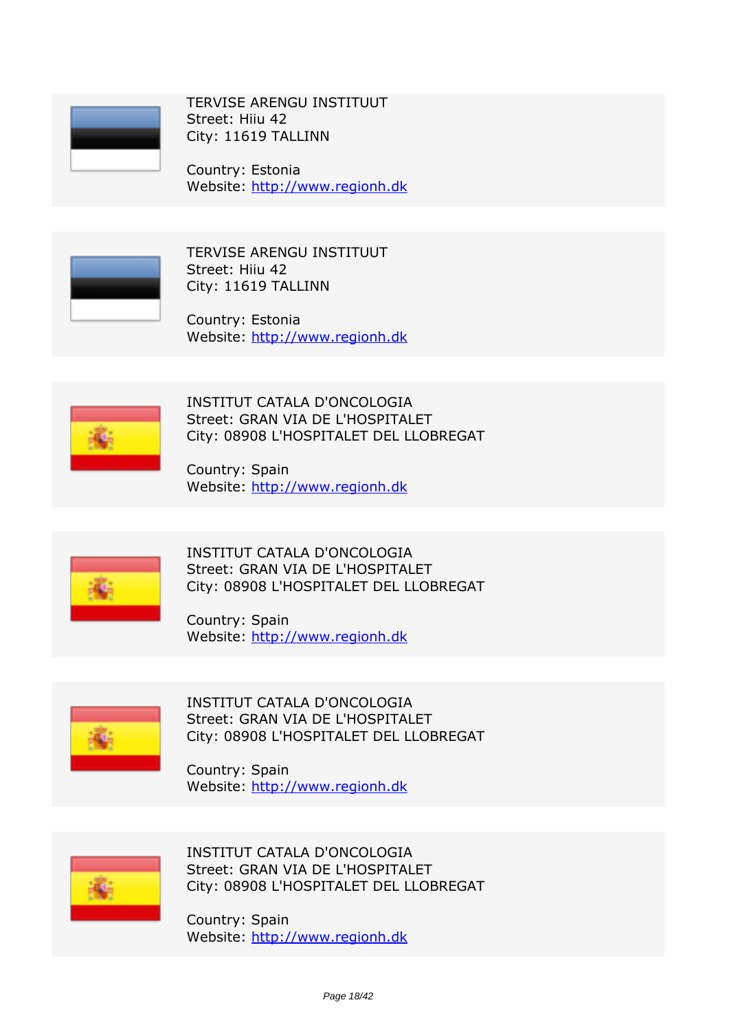TERVISE ARENGU INSTITUUT
Street: Hiiu 42
City: 11619 TALLINN

Country: Estonia
Website: http://www.regionh.dk

TERVISE ARENGU INSTITUUT
Street: Hiiu 42
City: 11619 TALLINN

Country: Estonia
Website: http://www.regionh.dk

INSTITUT CATALA D'ONCOLOGIA
Street: GRAN VIA DE L'HOSPITALET
City: 08908 L'HOSPITALET DEL LLOBREGAT

Country: Spain
Website: http://www.regionh.dk

INSTITUT CATALA D'ONCOLOGIA
Street: GRAN VIA DE L'HOSPITALET
City: 08908 L'HOSPITALET DEL LLOBREGAT

Country: Spain
Website: http://www.regionh.dk

INSTITUT CATALA D'ONCOLOGIA
Street: GRAN VIA DE L'HOSPITALET
City: 08908 L'HOSPITALET DEL LLOBREGAT

Country: Spain
Website: http://www.regionh.dk

INSTITUT CATALA D'ONCOLOGIA
Street: GRAN VIA DE L'HOSPITALET
City: 08908 L'HOSPITALET DEL LLOBREGAT

Country: Spain
Website: http://www.regionh.dk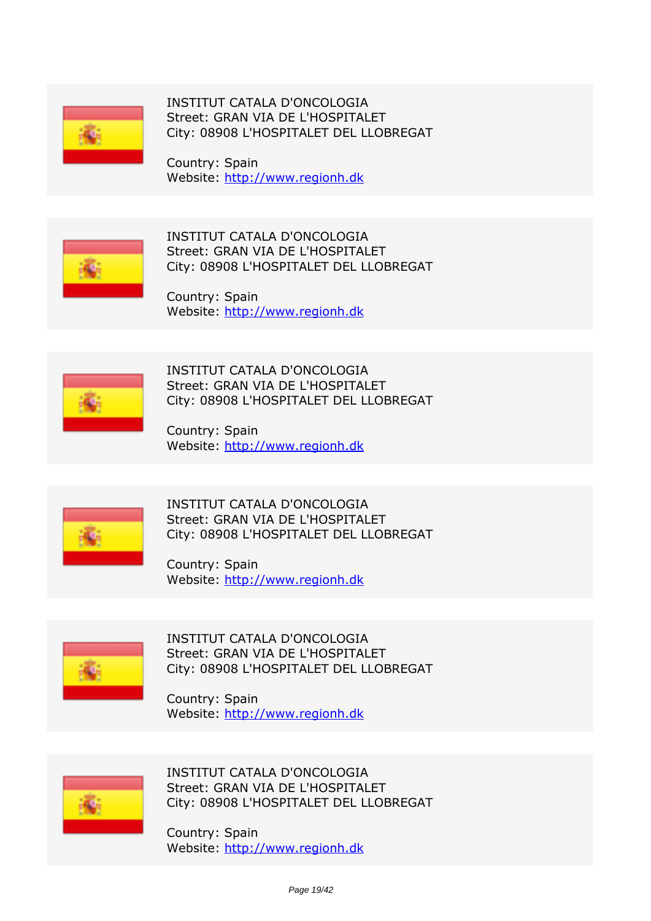INSTITUT CATALA D'ONCOLOGIA
Street: GRAN VIA DE L'HOSPITALET
City: 08908 L'HOSPITALET DEL LLOBREGAT

Country: Spain
Website: http://www.regionh.dk

INSTITUT CATALA D'ONCOLOGIA
Street: GRAN VIA DE L'HOSPITALET
City: 08908 L'HOSPITALET DEL LLOBREGAT

Country: Spain
Website: http://www.regionh.dk

INSTITUT CATALA D'ONCOLOGIA
Street: GRAN VIA DE L'HOSPITALET
City: 08908 L'HOSPITALET DEL LLOBREGAT

Country: Spain
Website: http://www.regionh.dk

INSTITUT CATALA D'ONCOLOGIA
Street: GRAN VIA DE L'HOSPITALET
City: 08908 L'HOSPITALET DEL LLOBREGAT

Country: Spain
Website: http://www.regionh.dk

INSTITUT CATALA D'ONCOLOGIA
Street: GRAN VIA DE L'HOSPITALET
City: 08908 L'HOSPITALET DEL LLOBREGAT

Country: Spain
Website: http://www.regionh.dk

INSTITUT CATALA D'ONCOLOGIA
Street: GRAN VIA DE L'HOSPITALET
City: 08908 L'HOSPITALET DEL LLOBREGAT

Country: Spain
Website: http://www.regionh.dk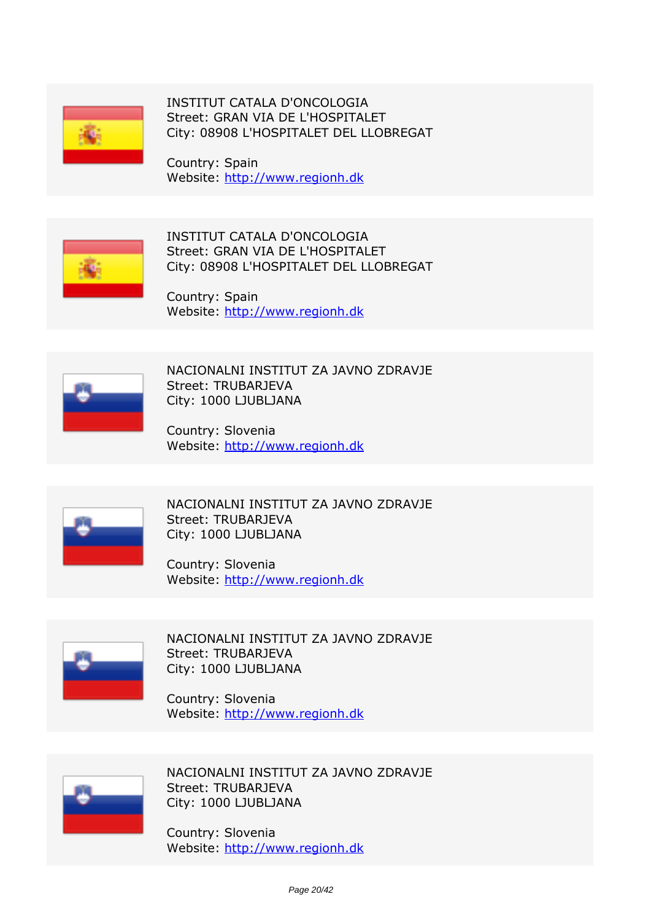INSTITUT CATALA D'ONCOLOGIA
Street: GRAN VIA DE L'HOSPITALET
City: 08908 L'HOSPITALET DEL LLOBREGAT

Country: Spain
Website: http://www.regionh.dk

---

INSTITUT CATALA D'ONCOLOGIA
Street: GRAN VIA DE L'HOSPITALET
City: 08908 L'HOSPITALET DEL LLOBREGAT

Country: Spain
Website: http://www.regionh.dk

---

NACIONALNI INSTITUT ZA JAVNO ZDRAVJE
Street: TRUBARJEVA
City: 1000 LJUBLJANA

Country: Slovenia
Website: http://www.regionh.dk

---

NACIONALNI INSTITUT ZA JAVNO ZDRAVJE
Street: TRUBARJEVA
City: 1000 LJUBLJANA

Country: Slovenia
Website: http://www.regionh.dk

---

NACIONALNI INSTITUT ZA JAVNO ZDRAVJE
Street: TRUBARJEVA
City: 1000 LJUBLJANA

Country: Slovenia
Website: http://www.regionh.dk

---

NACIONALNI INSTITUT ZA JAVNO ZDRAVJE
Street: TRUBARJEVA
City: 1000 LJUBLJANA

Country: Slovenia
Website: http://www.regionh.dk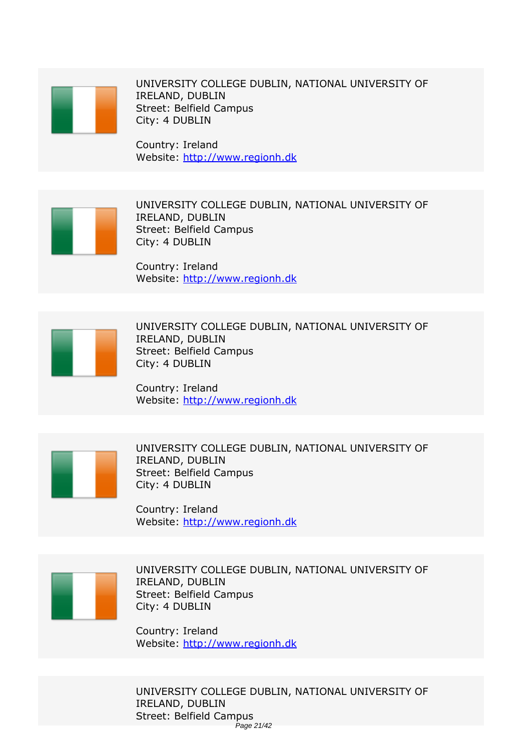UNIVERSITY COLLEGE DUBLIN, NATIONAL UNIVERSITY OF IRELAND, DUBLIN
Street: Belfield Campus
City: 4 DUBLIN

Country: Ireland
Website: http://www.regionh.dk

UNIVERSITY COLLEGE DUBLIN, NATIONAL UNIVERSITY OF IRELAND, DUBLIN
Street: Belfield Campus
City: 4 DUBLIN

Country: Ireland
Website: http://www.regionh.dk

UNIVERSITY COLLEGE DUBLIN, NATIONAL UNIVERSITY OF IRELAND, DUBLIN
Street: Belfield Campus
City: 4 DUBLIN

Country: Ireland
Website: http://www.regionh.dk

UNIVERSITY COLLEGE DUBLIN, NATIONAL UNIVERSITY OF IRELAND, DUBLIN
Street: Belfield Campus
City: 4 DUBLIN

Country: Ireland
Website: http://www.regionh.dk

UNIVERSITY COLLEGE DUBLIN, NATIONAL UNIVERSITY OF IRELAND, DUBLIN
Street: Belfield Campus
City: 4 DUBLIN

Country: Ireland
Website: http://www.regionh.dk

UNIVERSITY COLLEGE DUBLIN, NATIONAL UNIVERSITY OF IRELAND, DUBLIN
Street: Belfield Campus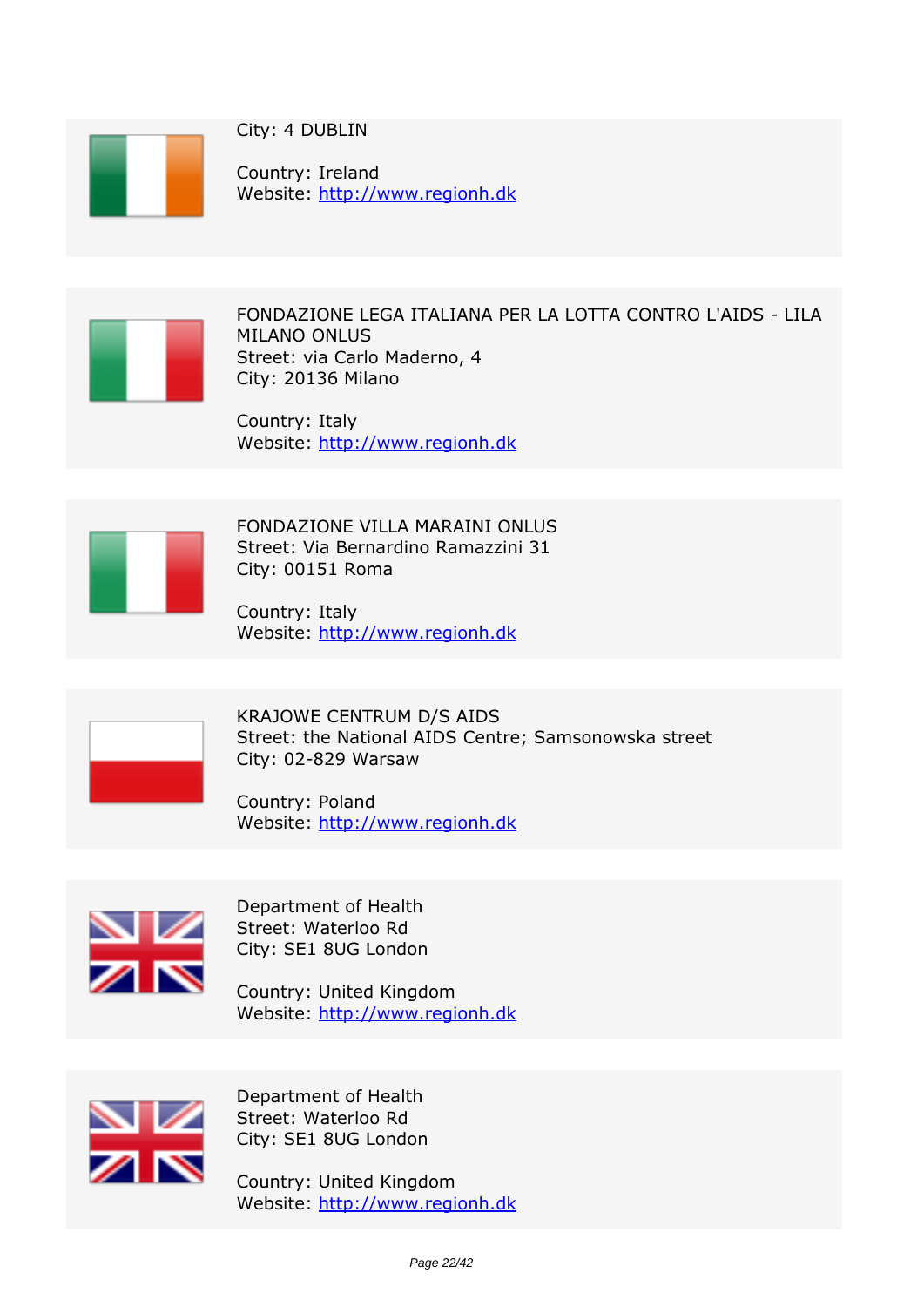City: 4 DUBLIN

Country: Ireland
Website: http://www.regionh.dk

FONDAZIONE LEGA ITALIANA PER LA LOTTA CONTRO L'AIDS - LILA MILANO ONLUS
Street: via Carlo Maderno, 4
City: 20136 Milano

Country: Italy
Website: http://www.regionh.dk

FONDAZIONE VILLA MARAINI ONLUS
Street: Via Bernardino Ramazzini 31
City: 00151 Roma

Country: Italy
Website: http://www.regionh.dk

KRAJOWE CENTRUM D/S AIDS
Street: the National AIDS Centre; Samsonowska street
City: 02-829 Warsaw

Country: Poland
Website: http://www.regionh.dk

Department of Health
Street: Waterloo Rd
City: SE1 8UG London

Country: United Kingdom
Website: http://www.regionh.dk

Department of Health
Street: Waterloo Rd
City: SE1 8UG London

Country: United Kingdom
Website: http://www.regionh.dk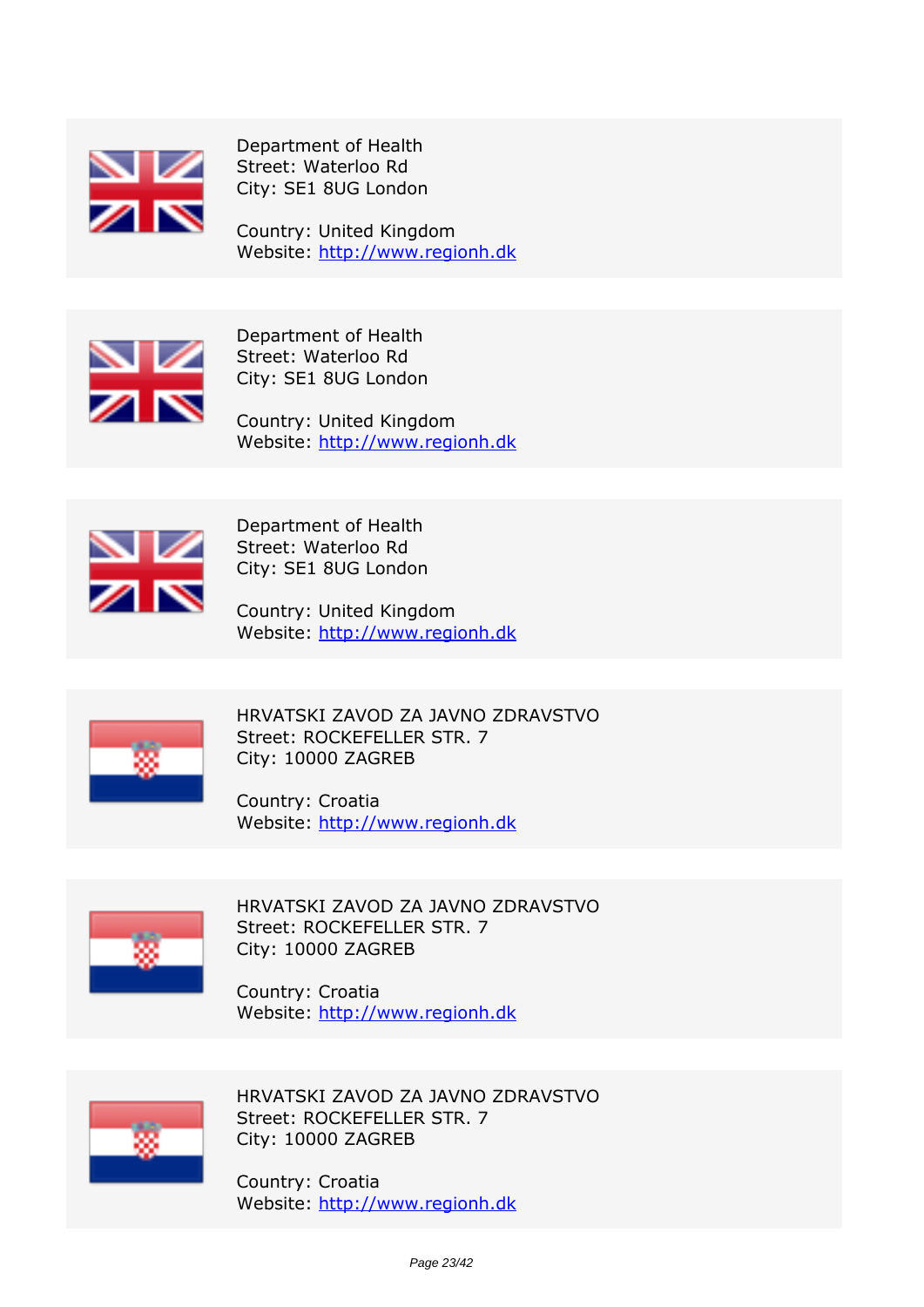Department of Health
Street: Waterloo Rd
City: SE1 8UG London

Country: United Kingdom
Website: http://www.regionh.dk

---

Department of Health
Street: Waterloo Rd
City: SE1 8UG London

Country: United Kingdom
Website: http://www.regionh.dk

---

Department of Health
Street: Waterloo Rd
City: SE1 8UG London

Country: United Kingdom
Website: http://www.regionh.dk

---

HRVATSKI ZAVOD ZA JAVNO ZDRAVSTVO
Street: ROCKEFELLER STR. 7
City: 10000 ZAGREB

Country: Croatia
Website: http://www.regionh.dk

---

HRVATSKI ZAVOD ZA JAVNO ZDRAVSTVO
Street: ROCKEFELLER STR. 7
City: 10000 ZAGREB

Country: Croatia
Website: http://www.regionh.dk

---

HRVATSKI ZAVOD ZA JAVNO ZDRAVSTVO
Street: ROCKEFELLER STR. 7
City: 10000 ZAGREB

Country: Croatia
Website: http://www.regionh.dk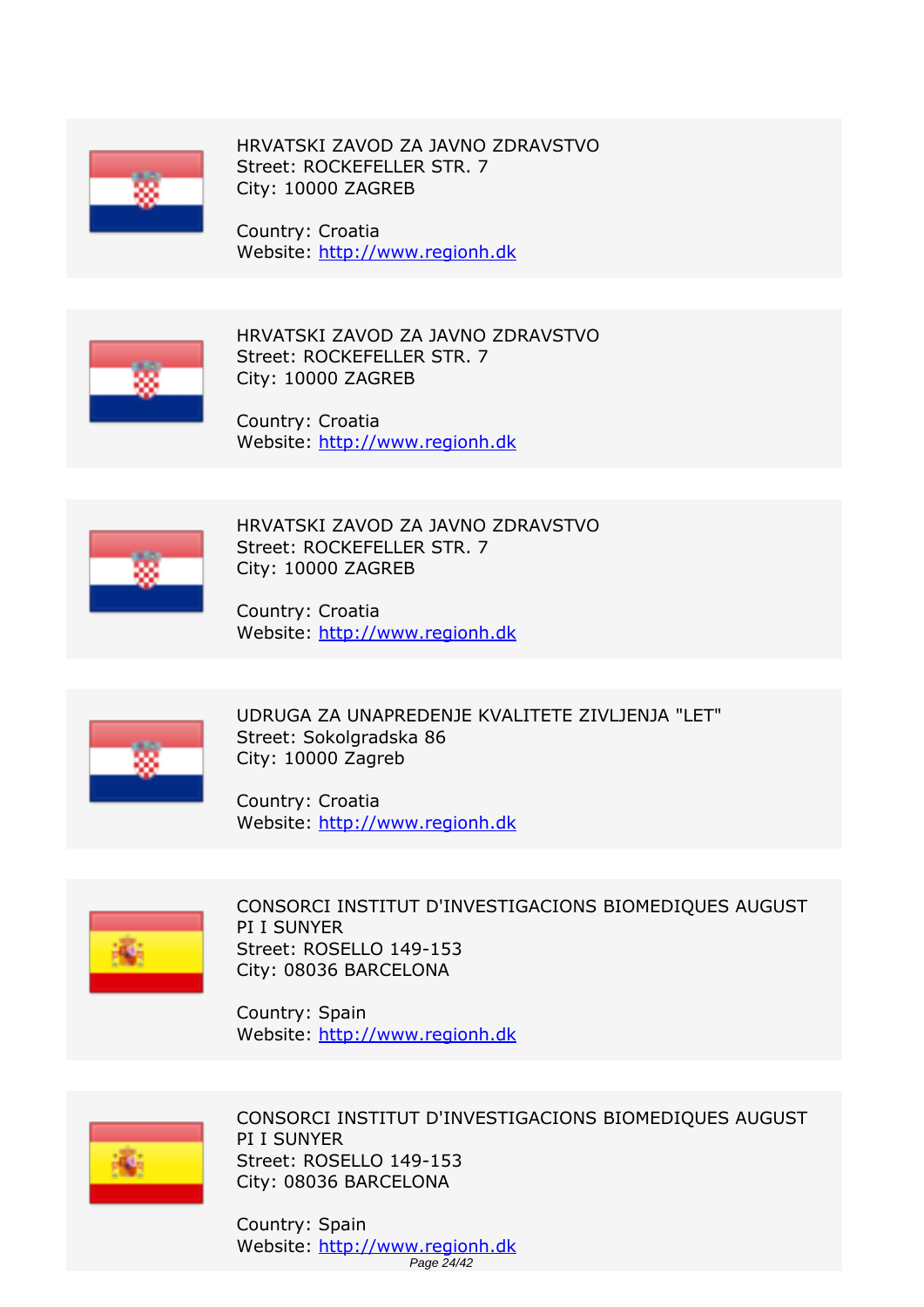HRVATSKI ZAVOD ZA JAVNO ZDRAVSTVO
Street: ROCKEFELLER STR. 7
City: 10000 ZAGREB

Country: Croatia
Website: http://www.regionh.dk

HRVATSKI ZAVOD ZA JAVNO ZDRAVSTVO
Street: ROCKEFELLER STR. 7
City: 10000 ZAGREB

Country: Croatia
Website: http://www.regionh.dk

HRVATSKI ZAVOD ZA JAVNO ZDRAVSTVO
Street: ROCKEFELLER STR. 7
City: 10000 ZAGREB

Country: Croatia
Website: http://www.regionh.dk

UDRUGA ZA UNAPREDENJE KVALITETE ZIVLJENJA "LET"
Street: Sokolgradska 86
City: 10000 Zagreb

Country: Croatia
Website: http://www.regionh.dk

CONSORCI INSTITUT D'INVESTIGACIONS BIOMEDIQUES AUGUST PI I SUNYER
Street: ROSELLO 149-153
City: 08036 BARCELONA

Country: Spain
Website: http://www.regionh.dk

CONSORCI INSTITUT D'INVESTIGACIONS BIOMEDIQUES AUGUST PI I SUNYER
Street: ROSELLO 149-153
City: 08036 BARCELONA

Country: Spain
Website: http://www.regionh.dk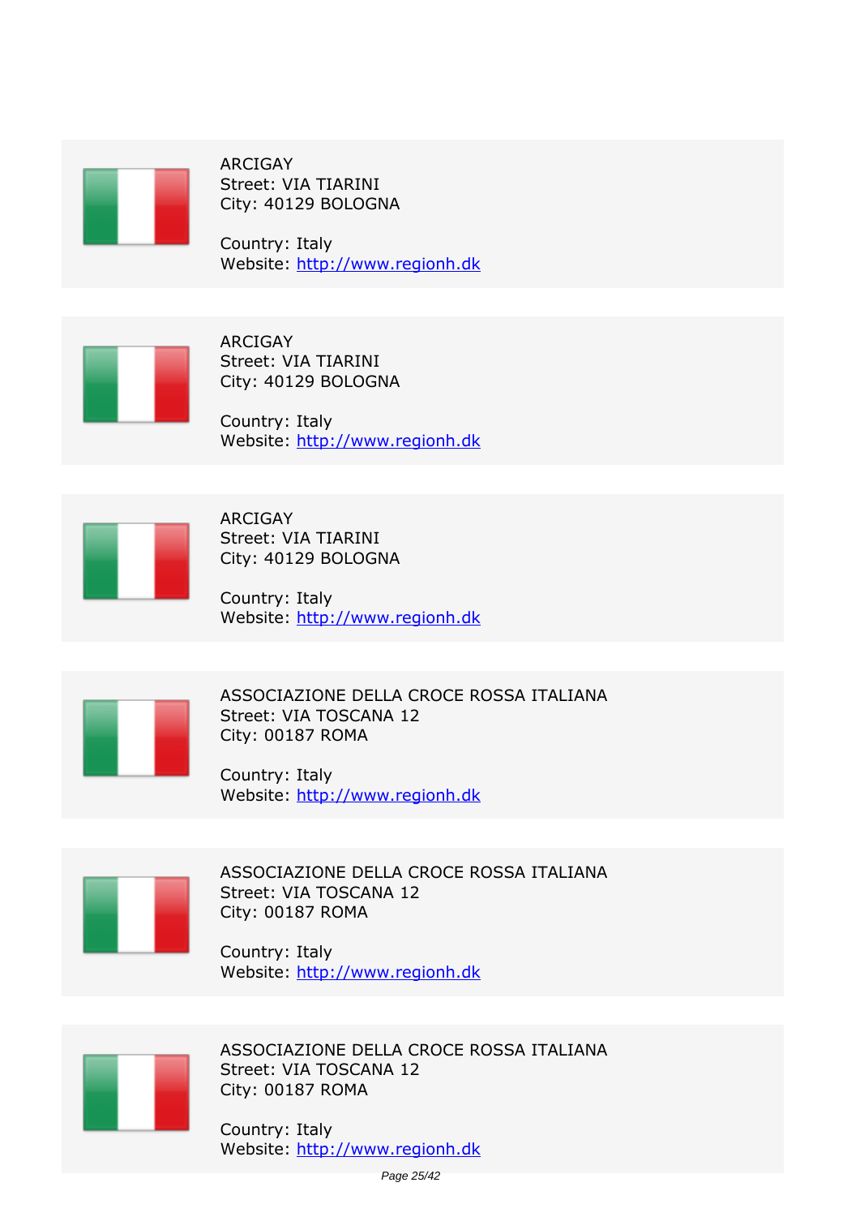ARCIGAY
Street: VIA TIARINI
City: 40129 BOLOGNA

Country: Italy
Website: http://www.regionh.dk

ARCIGAY
Street: VIA TIARINI
City: 40129 BOLOGNA

Country: Italy
Website: http://www.regionh.dk

ARCIGAY
Street: VIA TIARINI
City: 40129 BOLOGNA

Country: Italy
Website: http://www.regionh.dk

ASSOCIAZIONE DELLA CROCE ROSSA ITALIANA
Street: VIA TOSCANA 12
City: 00187 ROMA

Country: Italy
Website: http://www.regionh.dk

ASSOCIAZIONE DELLA CROCE ROSSA ITALIANA
Street: VIA TOSCANA 12
City: 00187 ROMA

Country: Italy
Website: http://www.regionh.dk

ASSOCIAZIONE DELLA CROCE ROSSA ITALIANA
Street: VIA TOSCANA 12
City: 00187 ROMA

Country: Italy
Website: http://www.regionh.dk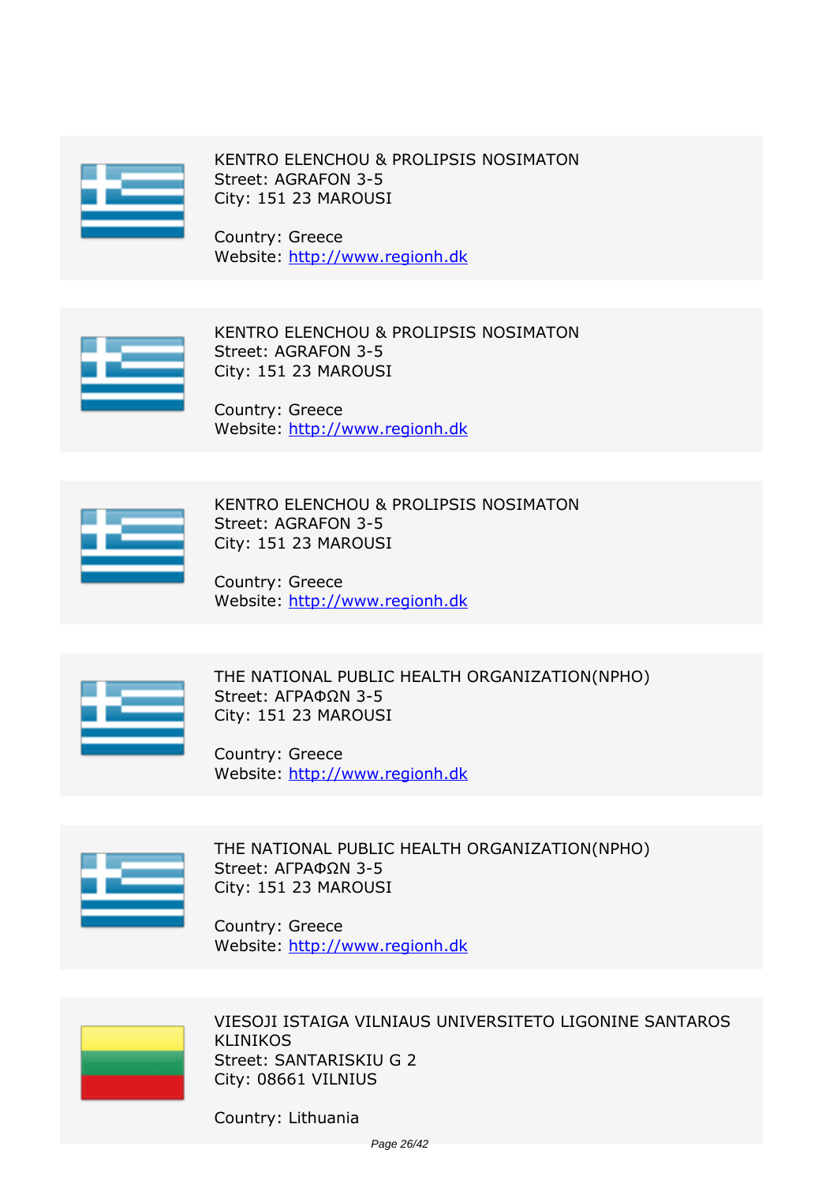KENTRO ELENCHOU & PROLIPSIS NOSIMATON
Street: AGRAFON 3-5
City: 151 23 MAROUSI

Country: Greece
Website: [http://www.regionh.dk](http://www.regionh.dk)

---

KENTRO ELENCHOU & PROLIPSIS NOSIMATON
Street: AGRAFON 3-5
City: 151 23 MAROUSI

Country: Greece
Website: [http://www.regionh.dk](http://www.regionh.dk)

---

KENTRO ELENCHOU & PROLIPSIS NOSIMATON
Street: AGRAFON 3-5
City: 151 23 MAROUSI

Country: Greece
Website: [http://www.regionh.dk](http://www.regionh.dk)

---

THE NATIONAL PUBLIC HEALTH ORGANIZATION(NPHO)
Street: ΑΓΡΑΦΩΝ 3-5
City: 151 23 MAROUSI

Country: Greece
Website: [http://www.regionh.dk](http://www.regionh.dk)

---

THE NATIONAL PUBLIC HEALTH ORGANIZATION(NPHO)
Street: ΑΓΡΑΦΩΝ 3-5
City: 151 23 MAROUSI

Country: Greece
Website: [http://www.regionh.dk](http://www.regionh.dk)

---

VIESOJI ISTAIGA VILNIAUS UNIVERSITETO LIGONINE SANTAROS KLINIKOS
Street: SANTARISKIU G 2
City: 08661 VILNIUS

Country: Lithuania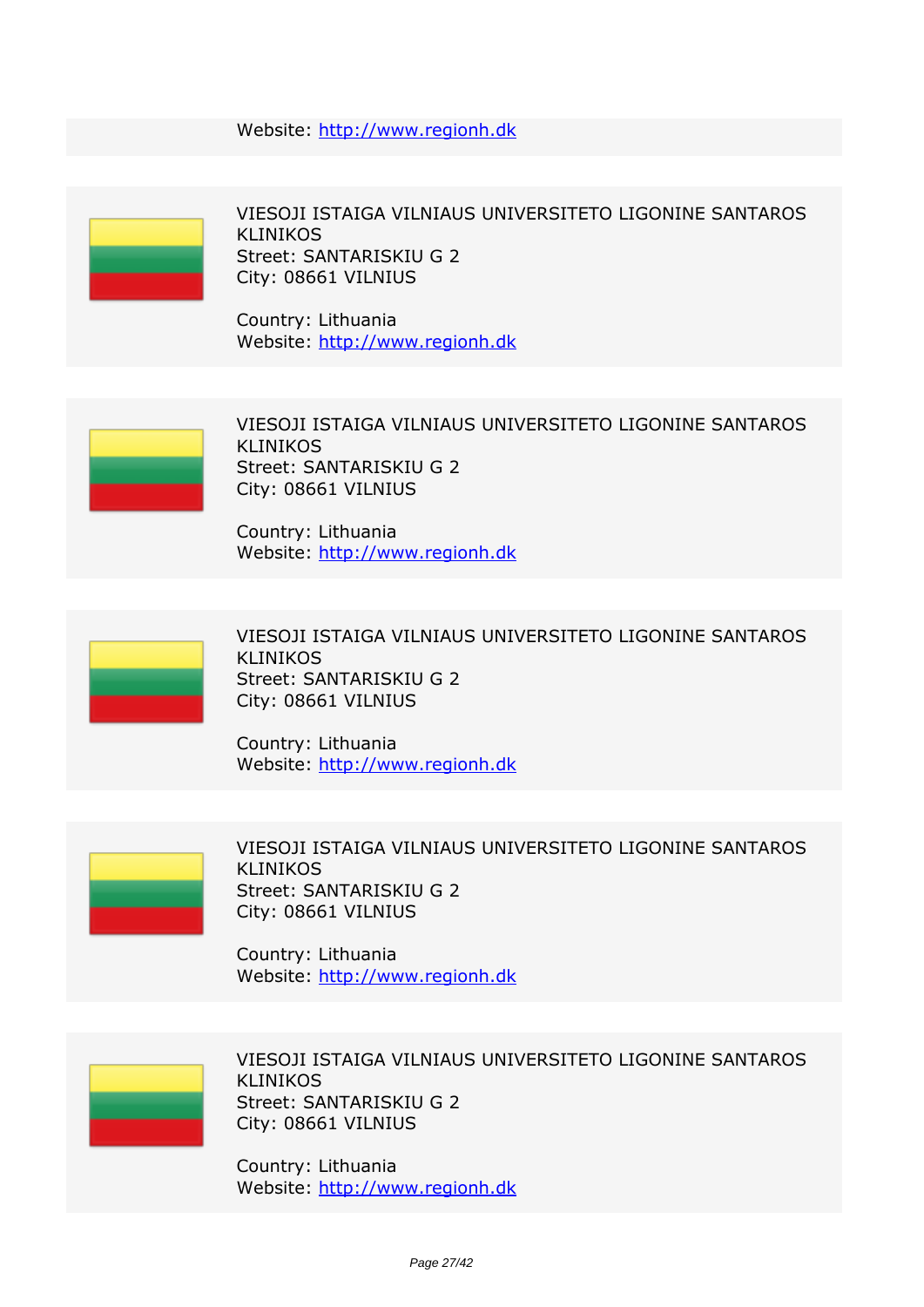Website: http://www.regionh.dk

VIESOJI ISTAIGA VILNIAUS UNIVERSITETO LIGONINE SANTAROS KLINIKOS
Street: SANTARISKIU G 2
City: 08661 VILNIUS

Country: Lithuania
Website: http://www.regionh.dk

VIESOJI ISTAIGA VILNIAUS UNIVERSITETO LIGONINE SANTAROS KLINIKOS
Street: SANTARISKIU G 2
City: 08661 VILNIUS

Country: Lithuania
Website: http://www.regionh.dk

VIESOJI ISTAIGA VILNIAUS UNIVERSITETO LIGONINE SANTAROS KLINIKOS
Street: SANTARISKIU G 2
City: 08661 VILNIUS

Country: Lithuania
Website: http://www.regionh.dk

VIESOJI ISTAIGA VILNIAUS UNIVERSITETO LIGONINE SANTAROS KLINIKOS
Street: SANTARISKIU G 2
City: 08661 VILNIUS

Country: Lithuania
Website: http://www.regionh.dk

VIESOJI ISTAIGA VILNIAUS UNIVERSITETO LIGONINE SANTAROS KLINIKOS
Street: SANTARISKIU G 2
City: 08661 VILNIUS

Country: Lithuania
Website: http://www.regionh.dk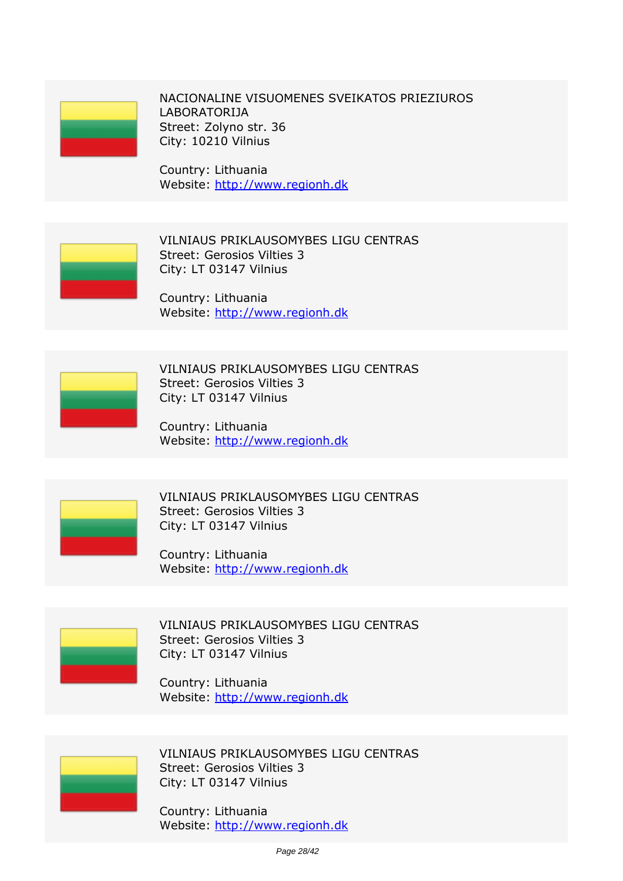NACIONALINE VISUOMENES SVEIKATOS PRIEZIUROS LABORATORIJA
Street: Zolyno str. 36
City: 10210 Vilnius

Country: Lithuania
Website: http://www.regionh.dk

---

VILNIAUS PRIKLAUSOMYBES LIGU CENTRAS
Street: Gerosios Vilties 3
City: LT 03147 Vilnius

Country: Lithuania
Website: http://www.regionh.dk

---

VILNIAUS PRIKLAUSOMYBES LIGU CENTRAS
Street: Gerosios Vilties 3
City: LT 03147 Vilnius

Country: Lithuania
Website: http://www.regionh.dk

---

VILNIAUS PRIKLAUSOMYBES LIGU CENTRAS
Street: Gerosios Vilties 3
City: LT 03147 Vilnius

Country: Lithuania
Website: http://www.regionh.dk

---

VILNIAUS PRIKLAUSOMYBES LIGU CENTRAS
Street: Gerosios Vilties 3
City: LT 03147 Vilnius

Country: Lithuania
Website: http://www.regionh.dk

---

VILNIAUS PRIKLAUSOMYBES LIGU CENTRAS
Street: Gerosios Vilties 3
City: LT 03147 Vilnius

Country: Lithuania
Website: http://www.regionh.dk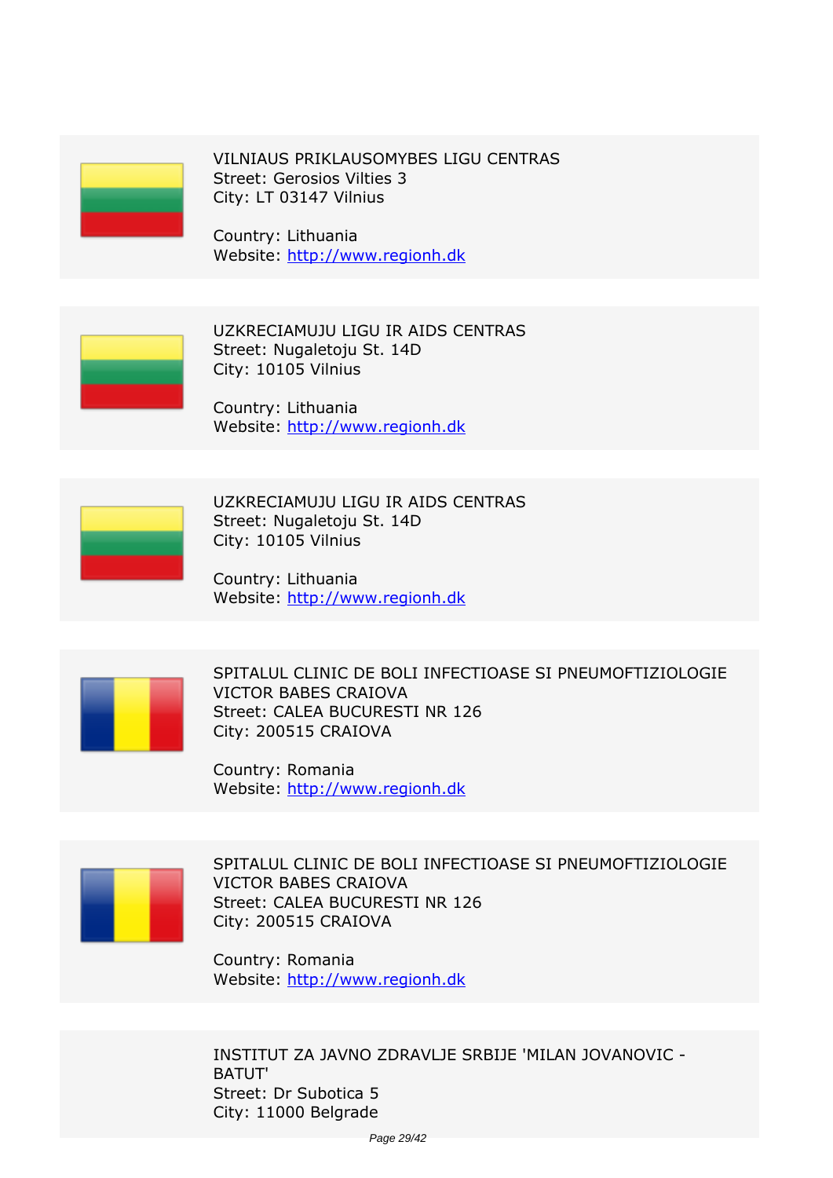VILNIAUS PRIKLAUSOMYBES LIGU CENTRAS
Street: Gerosios Vilties 3
City: LT 03147 Vilnius

Country: Lithuania
Website: http://www.regionh.dk

UZKRECIAMUJU LIGU IR AIDS CENTRAS
Street: Nugaletoju St. 14D
City: 10105 Vilnius

Country: Lithuania
Website: http://www.regionh.dk

UZKRECIAMUJU LIGU IR AIDS CENTRAS
Street: Nugaletoju St. 14D
City: 10105 Vilnius

Country: Lithuania
Website: http://www.regionh.dk

SPITALUL CLINIC DE BOLI INFECTIOASE SI PNEUMOFTIZIOLOGIE VICTOR BABES CRAIOVA
Street: CALEA BUCURESTI NR 126
City: 200515 CRAIOVA

Country: Romania
Website: http://www.regionh.dk

SPITALUL CLINIC DE BOLI INFECTIOASE SI PNEUMOFTIZIOLOGIE VICTOR BABES CRAIOVA
Street: CALEA BUCURESTI NR 126
City: 200515 CRAIOVA

Country: Romania
Website: http://www.regionh.dk

INSTITUT ZA JAVNO ZDRAVLJE SRBIJE 'MILAN JOVANOVIC - BATUT'
Street: Dr Subotica 5
City: 11000 Belgrade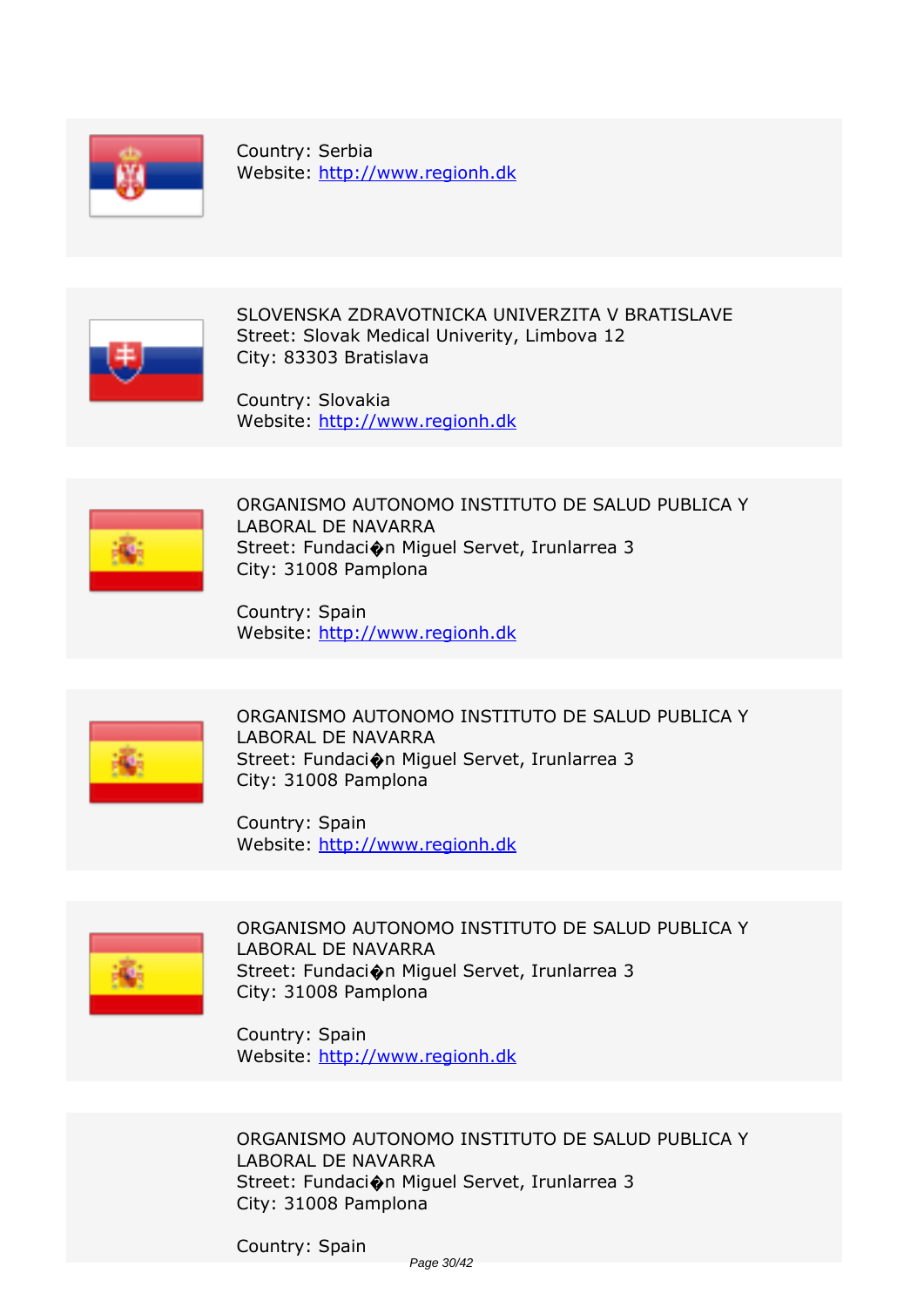Country: Serbia
Website: http://www.regionh.dk

SLOVENSKA ZDRAVOTNICKA UNIVERZITA V BRATISLAVE
Street: Slovak Medical Univerity, Limbova 12
City: 83303 Bratislava

Country: Slovakia
Website: http://www.regionh.dk

ORGANISMO AUTONOMO INSTITUTO DE SALUD PUBLICA Y LABORAL DE NAVARRA
Street: Fundaci�n Miguel Servet, Irunlarrea 3
City: 31008 Pamplona

Country: Spain
Website: http://www.regionh.dk

ORGANISMO AUTONOMO INSTITUTO DE SALUD PUBLICA Y LABORAL DE NAVARRA
Street: Fundaci�n Miguel Servet, Irunlarrea 3
City: 31008 Pamplona

Country: Spain
Website: http://www.regionh.dk

ORGANISMO AUTONOMO INSTITUTO DE SALUD PUBLICA Y LABORAL DE NAVARRA
Street: Fundaci�n Miguel Servet, Irunlarrea 3
City: 31008 Pamplona

Country: Spain
Website: http://www.regionh.dk

ORGANISMO AUTONOMO INSTITUTO DE SALUD PUBLICA Y LABORAL DE NAVARRA
Street: Fundaci�n Miguel Servet, Irunlarrea 3
City: 31008 Pamplona

Country: Spain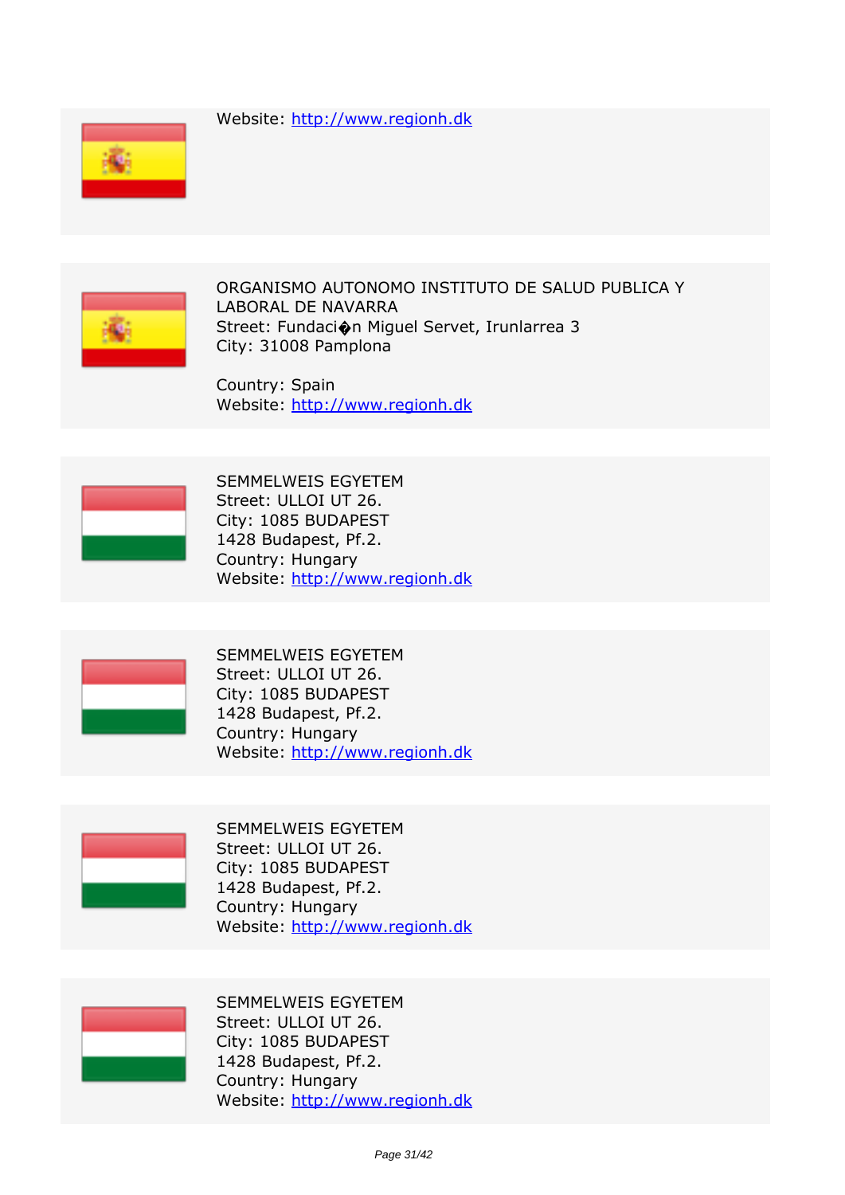Website: http://www.regionh.dk

ORGANISMO AUTONOMO INSTITUTO DE SALUD PUBLICA Y LABORAL DE NAVARRA
Street: Fundaci�n Miguel Servet, Irunlarrea 3
City: 31008 Pamplona

Country: Spain
Website: http://www.regionh.dk

SEMMELWEIS EGYETEM
Street: ULLOI UT 26.
City: 1085 BUDAPEST
1428 Budapest, Pf.2.
Country: Hungary
Website: http://www.regionh.dk

SEMMELWEIS EGYETEM
Street: ULLOI UT 26.
City: 1085 BUDAPEST
1428 Budapest, Pf.2.
Country: Hungary
Website: http://www.regionh.dk

SEMMELWEIS EGYETEM
Street: ULLOI UT 26.
City: 1085 BUDAPEST
1428 Budapest, Pf.2.
Country: Hungary
Website: http://www.regionh.dk

SEMMELWEIS EGYETEM
Street: ULLOI UT 26.
City: 1085 BUDAPEST
1428 Budapest, Pf.2.
Country: Hungary
Website: http://www.regionh.dk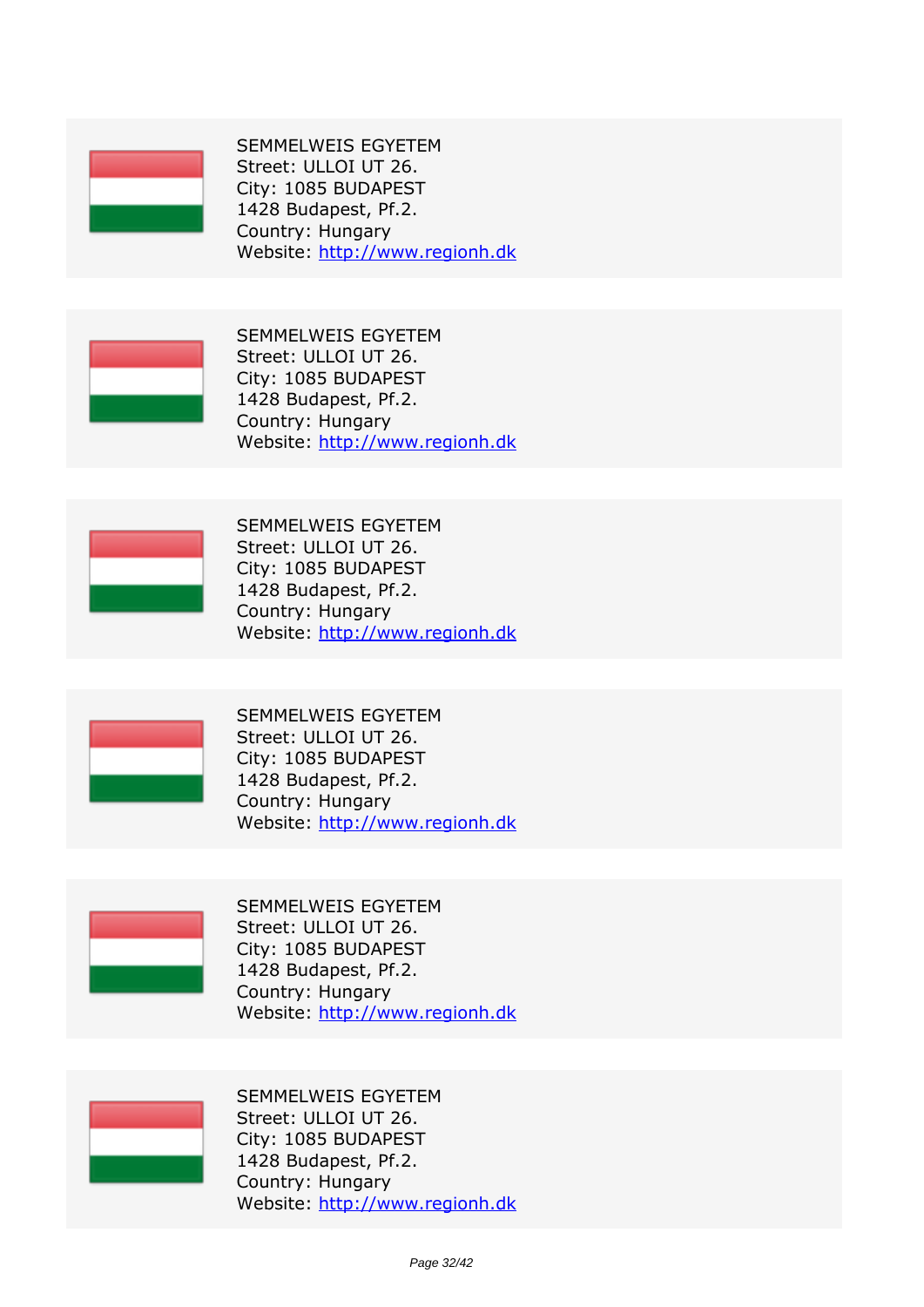SEMMELWEIS EGYETEM
Street: ULLOI UT 26.
City: 1085 BUDAPEST
1428 Budapest, Pf.2.
Country: Hungary
Website: http://www.regionh.dk

SEMMELWEIS EGYETEM
Street: ULLOI UT 26.
City: 1085 BUDAPEST
1428 Budapest, Pf.2.
Country: Hungary
Website: http://www.regionh.dk

SEMMELWEIS EGYETEM
Street: ULLOI UT 26.
City: 1085 BUDAPEST
1428 Budapest, Pf.2.
Country: Hungary
Website: http://www.regionh.dk

SEMMELWEIS EGYETEM
Street: ULLOI UT 26.
City: 1085 BUDAPEST
1428 Budapest, Pf.2.
Country: Hungary
Website: http://www.regionh.dk

SEMMELWEIS EGYETEM
Street: ULLOI UT 26.
City: 1085 BUDAPEST
1428 Budapest, Pf.2.
Country: Hungary
Website: http://www.regionh.dk

SEMMELWEIS EGYETEM
Street: ULLOI UT 26.
City: 1085 BUDAPEST
1428 Budapest, Pf.2.
Country: Hungary
Website: http://www.regionh.dk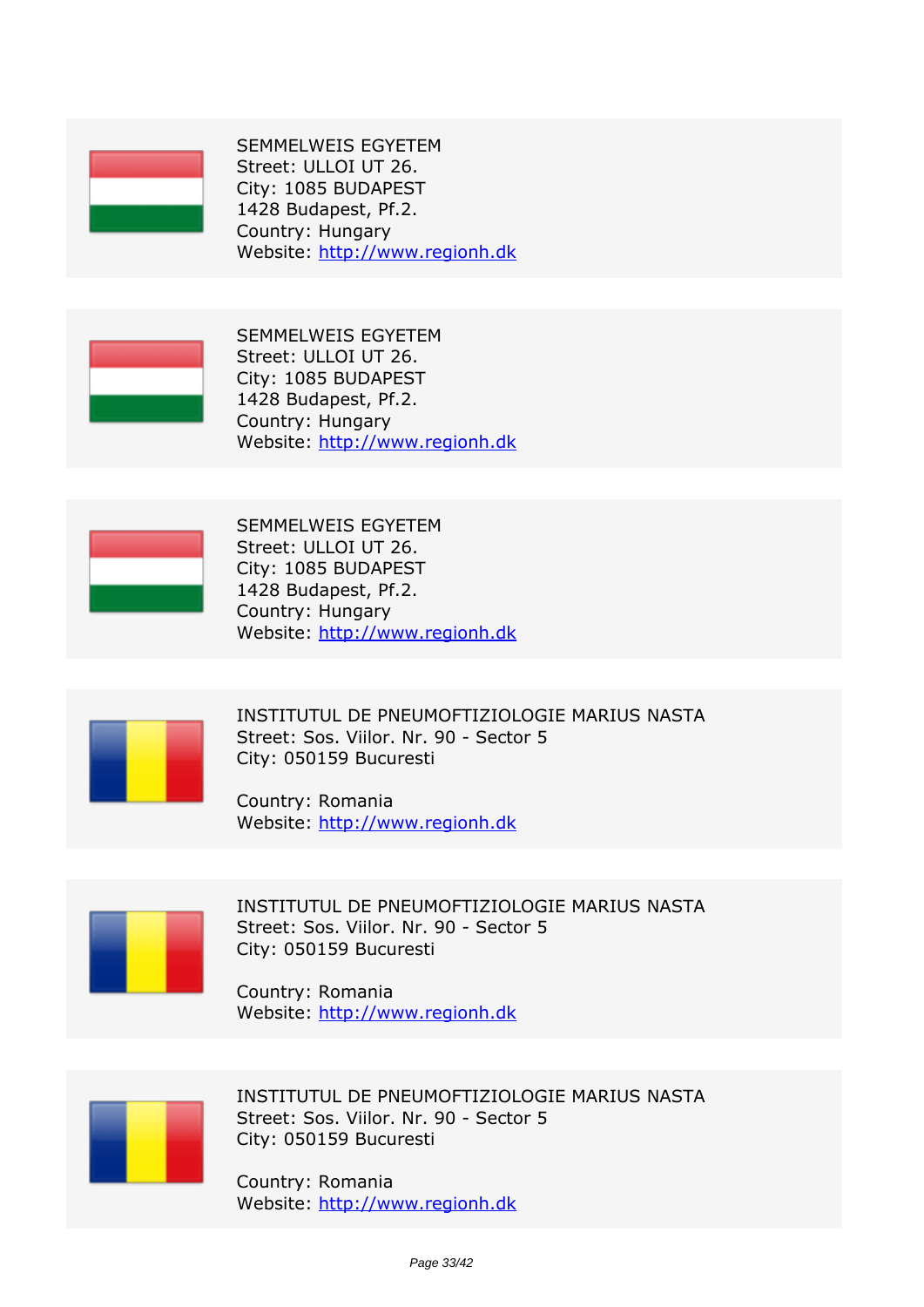SEMMELWEIS EGYETEM
Street: ULLOI UT 26.
City: 1085 BUDAPEST
1428 Budapest, Pf.2.
Country: Hungary
Website: http://www.regionh.dk

SEMMELWEIS EGYETEM
Street: ULLOI UT 26.
City: 1085 BUDAPEST
1428 Budapest, Pf.2.
Country: Hungary
Website: http://www.regionh.dk

SEMMELWEIS EGYETEM
Street: ULLOI UT 26.
City: 1085 BUDAPEST
1428 Budapest, Pf.2.
Country: Hungary
Website: http://www.regionh.dk

INSTITUTUL DE PNEUMOFTIZIOLOGIE MARIUS NASTA
Street: Sos. Viilor. Nr. 90 - Sector 5
City: 050159 Bucuresti

Country: Romania
Website: http://www.regionh.dk

INSTITUTUL DE PNEUMOFTIZIOLOGIE MARIUS NASTA
Street: Sos. Viilor. Nr. 90 - Sector 5
City: 050159 Bucuresti

Country: Romania
Website: http://www.regionh.dk

INSTITUTUL DE PNEUMOFTIZIOLOGIE MARIUS NASTA
Street: Sos. Viilor. Nr. 90 - Sector 5
City: 050159 Bucuresti

Country: Romania
Website: http://www.regionh.dk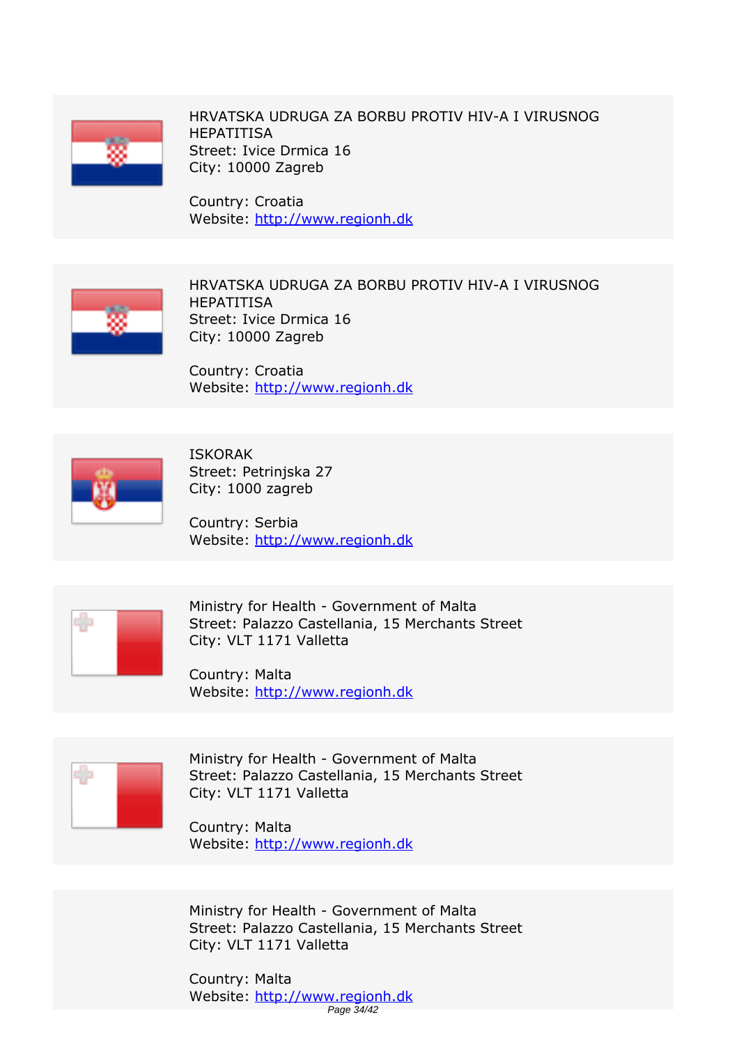HRVATSKA UDRUGA ZA BORBU PROTIV HIV-A I VIRUSNOG HEPATITISA
Street: Ivice Drmica 16
City: 10000 Zagreb

Country: Croatia
Website: http://www.regionh.dk

---

HRVATSKA UDRUGA ZA BORBU PROTIV HIV-A I VIRUSNOG HEPATITISA
Street: Ivice Drmica 16
City: 10000 Zagreb

Country: Croatia
Website: http://www.regionh.dk

---

ISKORAK
Street: Petrinjska 27
City: 1000 zagreb

Country: Serbia
Website: http://www.regionh.dk

---

Ministry for Health - Government of Malta
Street: Palazzo Castellania, 15 Merchants Street
City: VLT 1171 Valletta

Country: Malta
Website: http://www.regionh.dk

---

Ministry for Health - Government of Malta
Street: Palazzo Castellania, 15 Merchants Street
City: VLT 1171 Valletta

Country: Malta
Website: http://www.regionh.dk

---

Ministry for Health - Government of Malta
Street: Palazzo Castellania, 15 Merchants Street
City: VLT 1171 Valletta

Country: Malta
Website: http://www.regionh.dk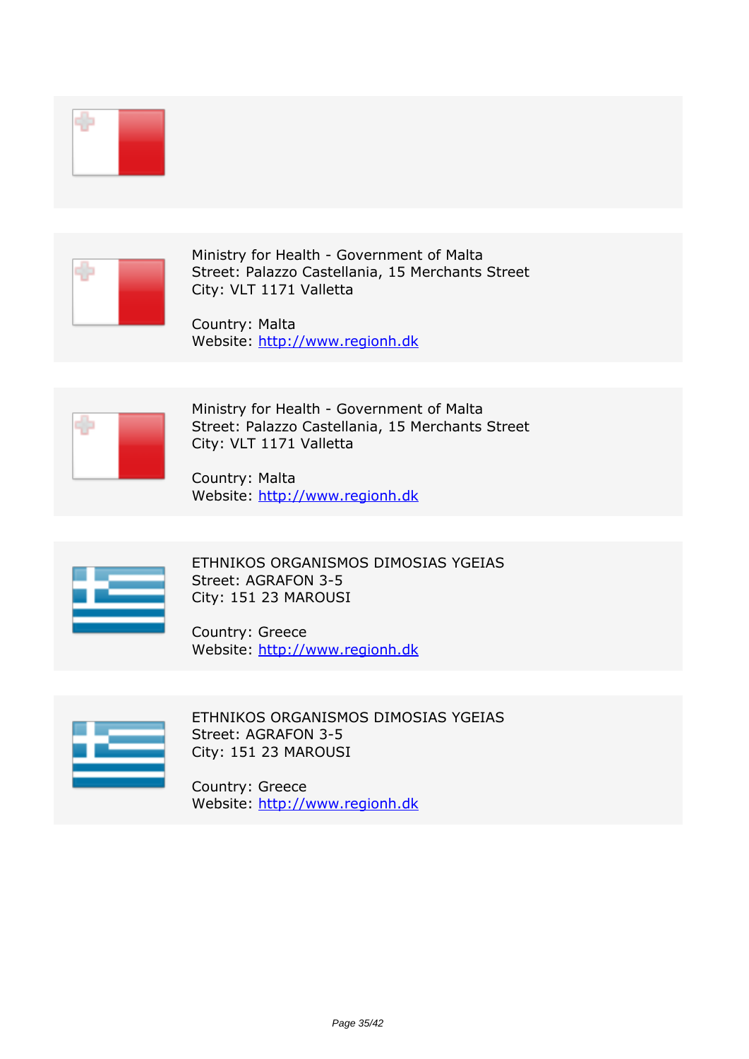Ministry for Health - Government of Malta
Street: Palazzo Castellania, 15 Merchants Street
City: VLT 1171 Valletta

Country: Malta
Website: http://www.regionh.dk

Ministry for Health - Government of Malta
Street: Palazzo Castellania, 15 Merchants Street
City: VLT 1171 Valletta

Country: Malta
Website: http://www.regionh.dk

ETHNIKOS ORGANISMOS DIMOSIAS YGEIAS
Street: AGRAFON 3-5
City: 151 23 MAROUSI

Country: Greece
Website: http://www.regionh.dk

ETHNIKOS ORGANISMOS DIMOSIAS YGEIAS
Street: AGRAFON 3-5
City: 151 23 MAROUSI

Country: Greece
Website: http://www.regionh.dk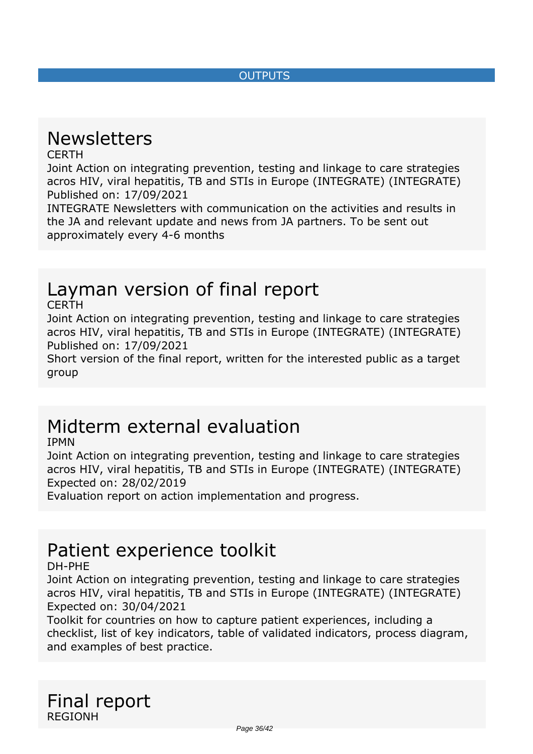OUTPUTS

# Newsletters

CERTH

Joint Action on integrating prevention, testing and linkage to care strategies acros HIV, viral hepatitis, TB and STIs in Europe (INTEGRATE) (INTEGRATE)

Published on: 17/09/2021

INTEGRATE Newsletters with communication on the activities and results in the JA and relevant update and news from JA partners. To be sent out approximately every 4-6 months

# Layman version of final report

CERTH

Joint Action on integrating prevention, testing and linkage to care strategies acros HIV, viral hepatitis, TB and STIs in Europe (INTEGRATE) (INTEGRATE)

Published on: 17/09/2021

Short version of the final report, written for the interested public as a target group

# Midterm external evaluation

IPMN

Joint Action on integrating prevention, testing and linkage to care strategies acros HIV, viral hepatitis, TB and STIs in Europe (INTEGRATE) (INTEGRATE)

Expected on: 28/02/2019

Evaluation report on action implementation and progress.

# Patient experience toolkit

DH-PHE

Joint Action on integrating prevention, testing and linkage to care strategies acros HIV, viral hepatitis, TB and STIs in Europe (INTEGRATE) (INTEGRATE)

Expected on: 30/04/2021

Toolkit for countries on how to capture patient experiences, including a checklist, list of key indicators, table of validated indicators, process diagram, and examples of best practice.

# Final report

REGIONH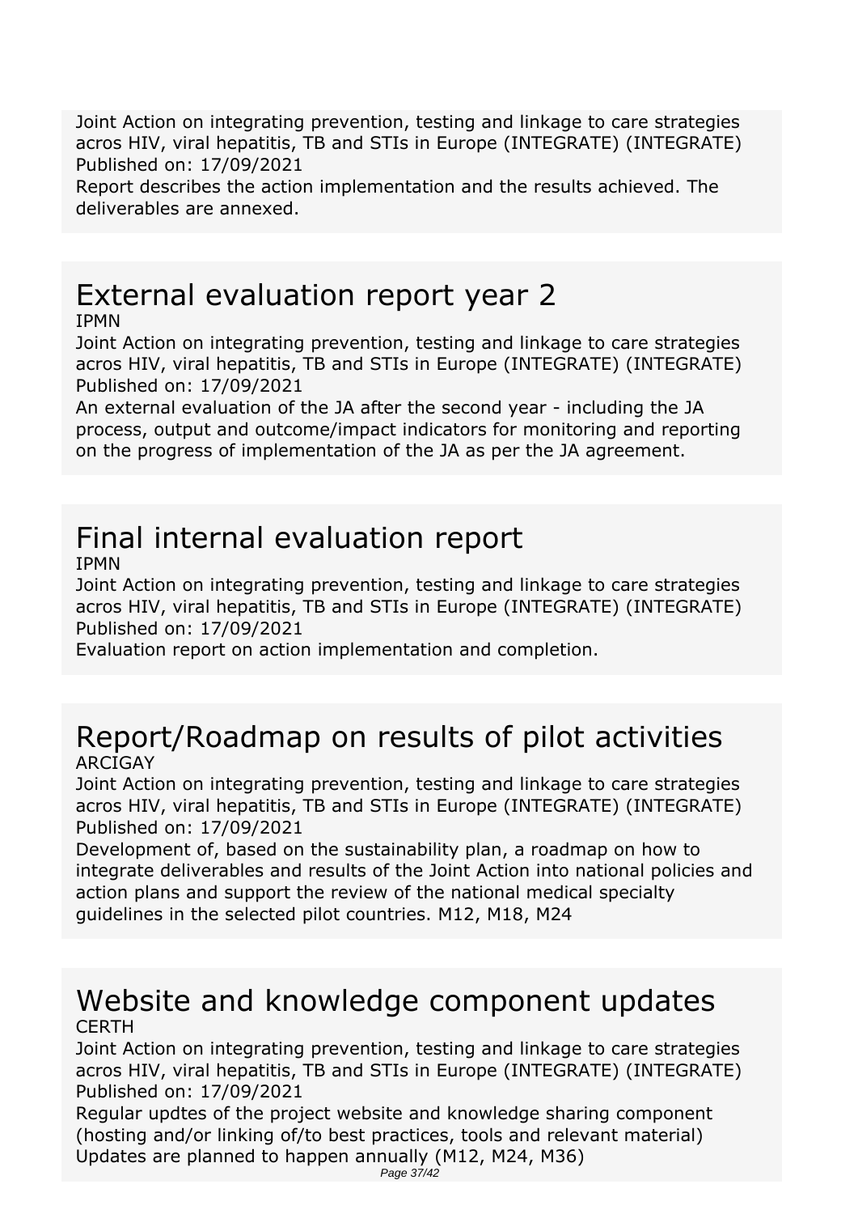Joint Action on integrating prevention, testing and linkage to care strategies acros HIV, viral hepatitis, TB and STIs in Europe (INTEGRATE) (INTEGRATE)
Published on: 17/09/2021
Report describes the action implementation and the results achieved. The deliverables are annexed.

# External evaluation report year 2

IPMN
Joint Action on integrating prevention, testing and linkage to care strategies acros HIV, viral hepatitis, TB and STIs in Europe (INTEGRATE) (INTEGRATE)
Published on: 17/09/2021
An external evaluation of the JA after the second year - including the JA process, output and outcome/impact indicators for monitoring and reporting on the progress of implementation of the JA as per the JA agreement.

# Final internal evaluation report

IPMN
Joint Action on integrating prevention, testing and linkage to care strategies acros HIV, viral hepatitis, TB and STIs in Europe (INTEGRATE) (INTEGRATE)
Published on: 17/09/2021
Evaluation report on action implementation and completion.

# Report/Roadmap on results of pilot activities

ARCIGAY
Joint Action on integrating prevention, testing and linkage to care strategies acros HIV, viral hepatitis, TB and STIs in Europe (INTEGRATE) (INTEGRATE)
Published on: 17/09/2021
Development of, based on the sustainability plan, a roadmap on how to integrate deliverables and results of the Joint Action into national policies and action plans and support the review of the national medical specialty guidelines in the selected pilot countries. M12, M18, M24

# Website and knowledge component updates

CERTH
Joint Action on integrating prevention, testing and linkage to care strategies acros HIV, viral hepatitis, TB and STIs in Europe (INTEGRATE) (INTEGRATE)
Published on: 17/09/2021
Regular updtes of the project website and knowledge sharing component (hosting and/or linking of/to best practices, tools and relevant material) Updates are planned to happen annually (M12, M24, M36)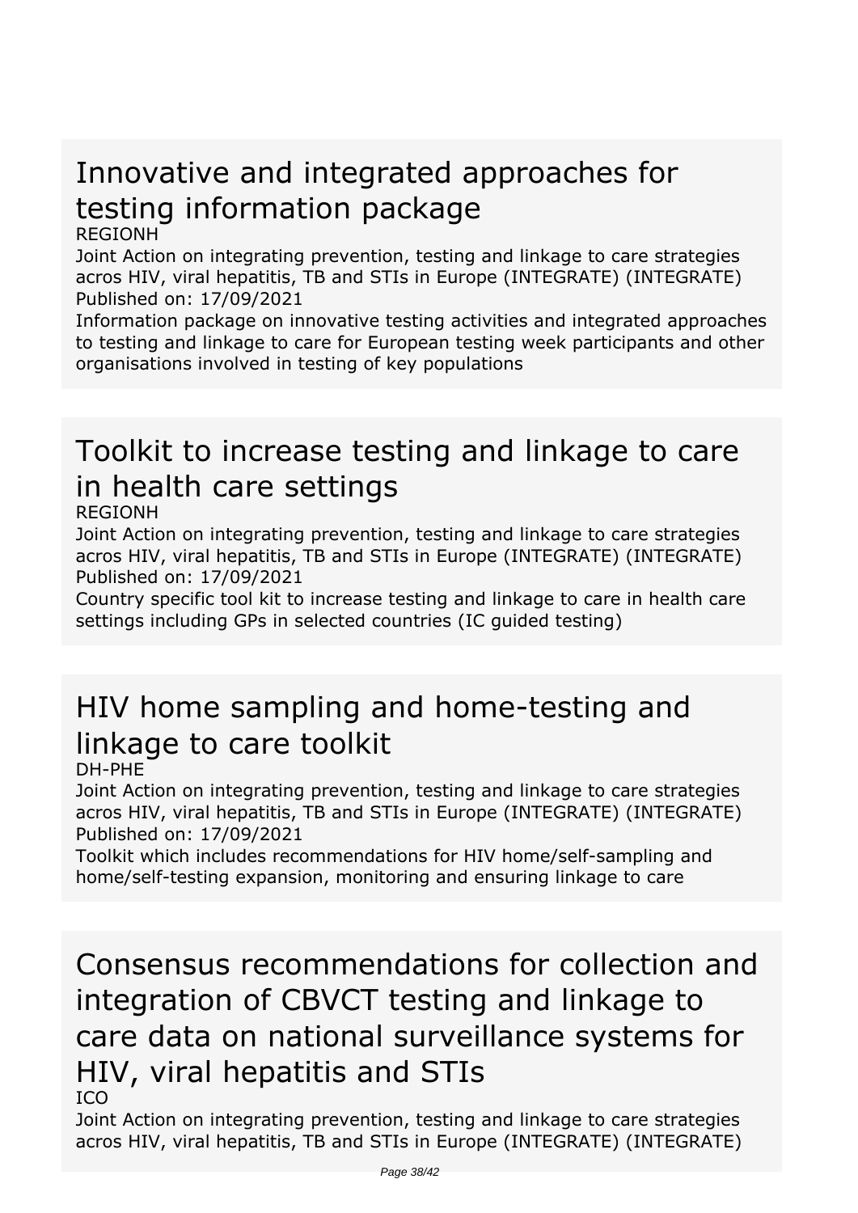## Innovative and integrated approaches for testing information package

REGIONH

Joint Action on integrating prevention, testing and linkage to care strategies acros HIV, viral hepatitis, TB and STIs in Europe (INTEGRATE) (INTEGRATE)

Published on: 17/09/2021

Information package on innovative testing activities and integrated approaches to testing and linkage to care for European testing week participants and other organisations involved in testing of key populations

## Toolkit to increase testing and linkage to care in health care settings

REGIONH

Joint Action on integrating prevention, testing and linkage to care strategies acros HIV, viral hepatitis, TB and STIs in Europe (INTEGRATE) (INTEGRATE)

Published on: 17/09/2021

Country specific tool kit to increase testing and linkage to care in health care settings including GPs in selected countries (IC guided testing)

## HIV home sampling and home-testing and linkage to care toolkit

DH-PHE

Joint Action on integrating prevention, testing and linkage to care strategies acros HIV, viral hepatitis, TB and STIs in Europe (INTEGRATE) (INTEGRATE)

Published on: 17/09/2021

Toolkit which includes recommendations for HIV home/self-sampling and home/self-testing expansion, monitoring and ensuring linkage to care

## Consensus recommendations for collection and integration of CBVCT testing and linkage to care data on national surveillance systems for HIV, viral hepatitis and STIs

ICO

Joint Action on integrating prevention, testing and linkage to care strategies acros HIV, viral hepatitis, TB and STIs in Europe (INTEGRATE) (INTEGRATE)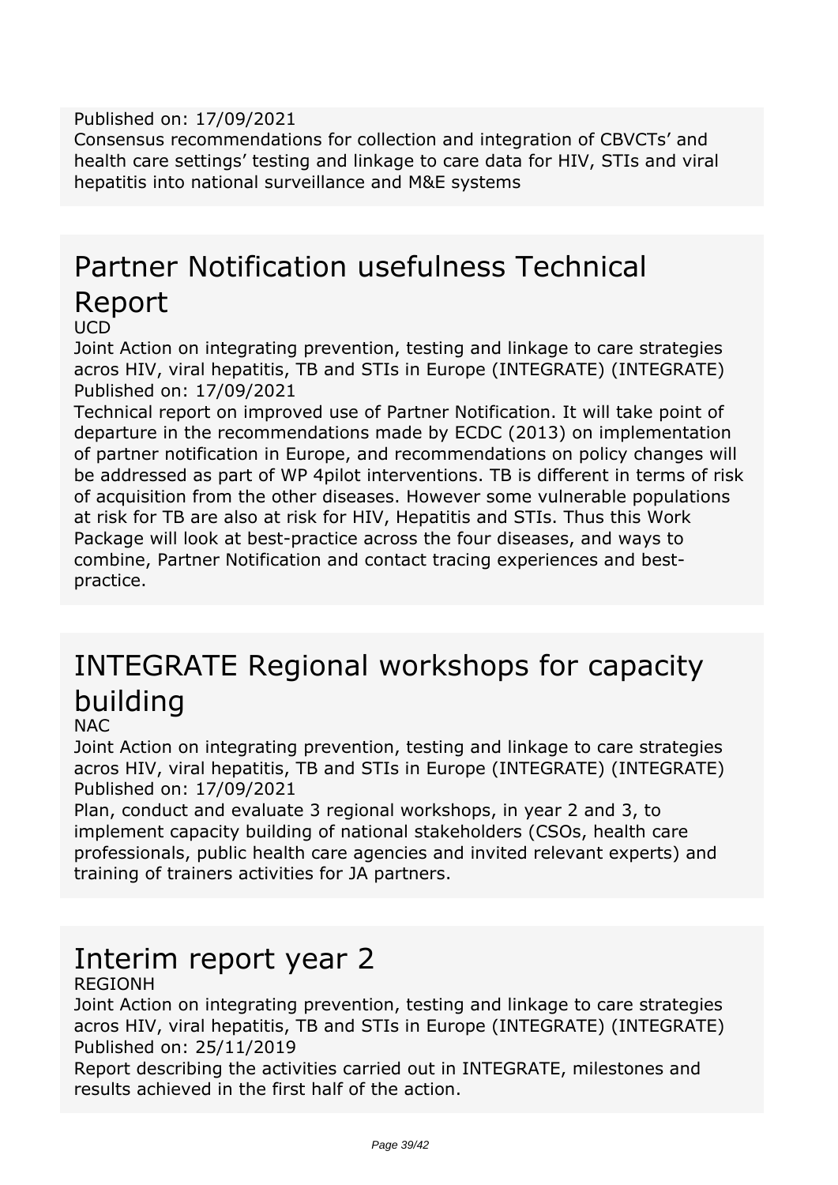Published on: 17/09/2021

Consensus recommendations for collection and integration of CBVCTs' and health care settings' testing and linkage to care data for HIV, STIs and viral hepatitis into national surveillance and M&E systems

# Partner Notification usefulness Technical Report

UCD

Joint Action on integrating prevention, testing and linkage to care strategies acros HIV, viral hepatitis, TB and STIs in Europe (INTEGRATE) (INTEGRATE)

Published on: 17/09/2021

Technical report on improved use of Partner Notification. It will take point of departure in the recommendations made by ECDC (2013) on implementation of partner notification in Europe, and recommendations on policy changes will be addressed as part of WP 4pilot interventions. TB is different in terms of risk of acquisition from the other diseases. However some vulnerable populations at risk for TB are also at risk for HIV, Hepatitis and STIs. Thus this Work Package will look at best-practice across the four diseases, and ways to combine, Partner Notification and contact tracing experiences and best-practice.

# INTEGRATE Regional workshops for capacity building

NAC

Joint Action on integrating prevention, testing and linkage to care strategies acros HIV, viral hepatitis, TB and STIs in Europe (INTEGRATE) (INTEGRATE)

Published on: 17/09/2021

Plan, conduct and evaluate 3 regional workshops, in year 2 and 3, to implement capacity building of national stakeholders (CSOs, health care professionals, public health care agencies and invited relevant experts) and training of trainers activities for JA partners.

# Interim report year 2

REGIONH

Joint Action on integrating prevention, testing and linkage to care strategies acros HIV, viral hepatitis, TB and STIs in Europe (INTEGRATE) (INTEGRATE)

Published on: 25/11/2019

Report describing the activities carried out in INTEGRATE, milestones and results achieved in the first half of the action.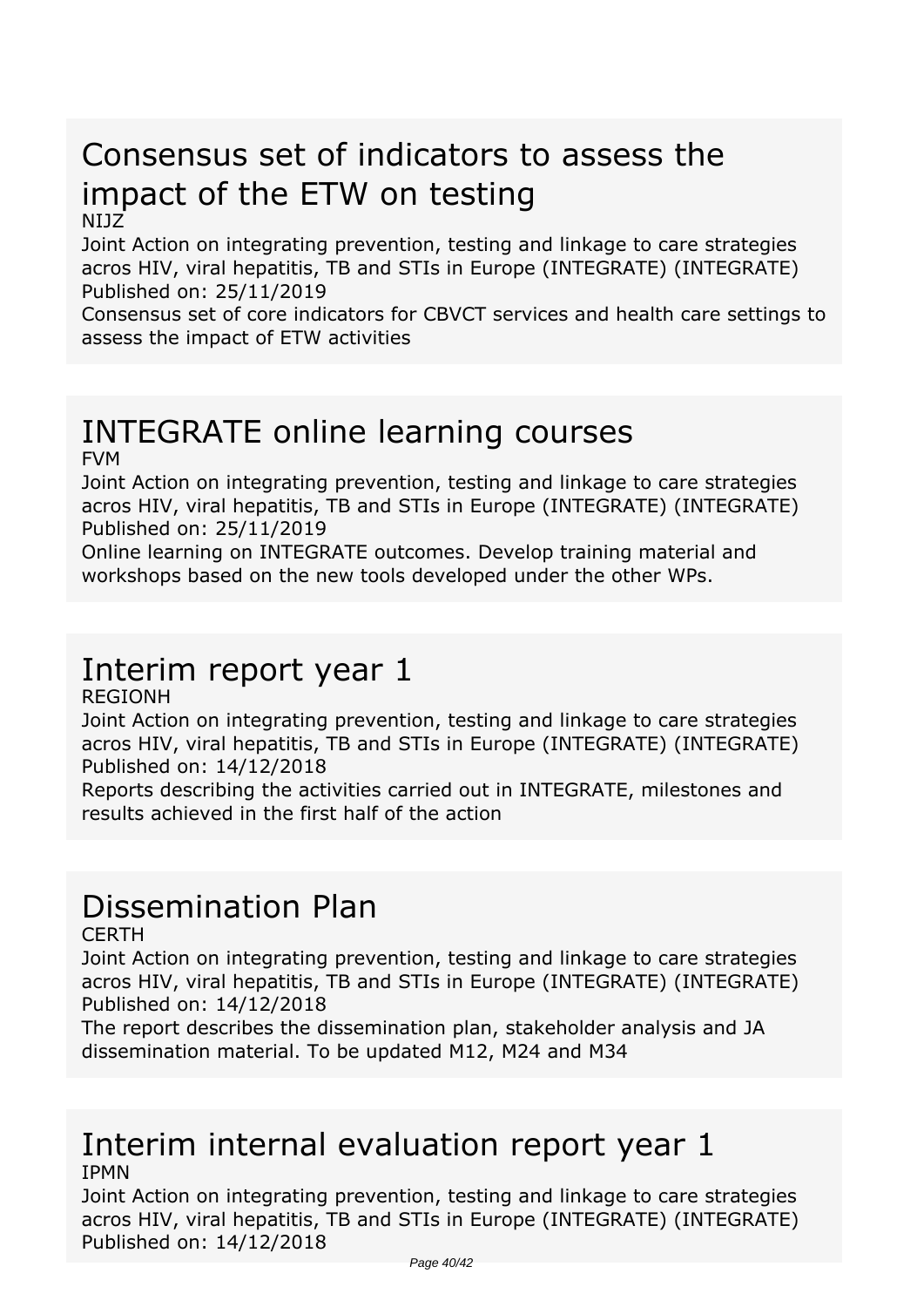## Consensus set of indicators to assess the impact of the ETW on testing

NIJZ

Joint Action on integrating prevention, testing and linkage to care strategies acros HIV, viral hepatitis, TB and STIs in Europe (INTEGRATE) (INTEGRATE)

Published on: 25/11/2019

Consensus set of core indicators for CBVCT services and health care settings to assess the impact of ETW activities

## INTEGRATE online learning courses

FVM

Joint Action on integrating prevention, testing and linkage to care strategies acros HIV, viral hepatitis, TB and STIs in Europe (INTEGRATE) (INTEGRATE)

Published on: 25/11/2019

Online learning on INTEGRATE outcomes. Develop training material and workshops based on the new tools developed under the other WPs.

## Interim report year 1

REGIONH

Joint Action on integrating prevention, testing and linkage to care strategies acros HIV, viral hepatitis, TB and STIs in Europe (INTEGRATE) (INTEGRATE)

Published on: 14/12/2018

Reports describing the activities carried out in INTEGRATE, milestones and results achieved in the first half of the action

## Dissemination Plan

CERTH

Joint Action on integrating prevention, testing and linkage to care strategies acros HIV, viral hepatitis, TB and STIs in Europe (INTEGRATE) (INTEGRATE)

Published on: 14/12/2018

The report describes the dissemination plan, stakeholder analysis and JA dissemination material. To be updated M12, M24 and M34

## Interim internal evaluation report year 1

IPMN

Joint Action on integrating prevention, testing and linkage to care strategies acros HIV, viral hepatitis, TB and STIs in Europe (INTEGRATE) (INTEGRATE)

Published on: 14/12/2018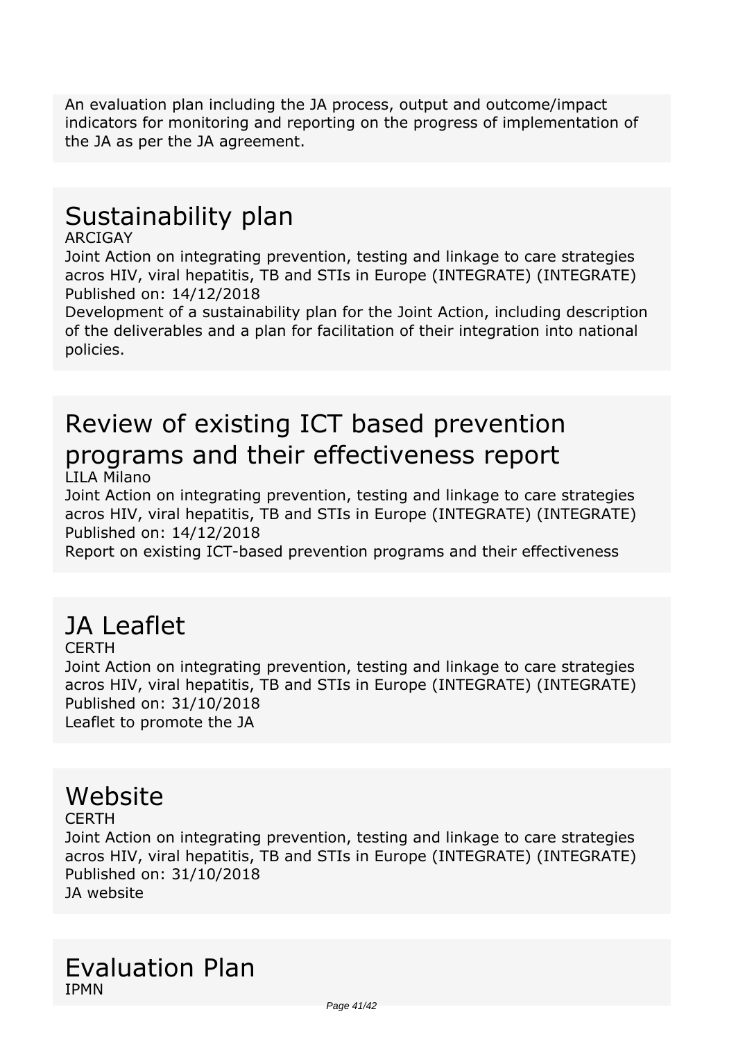An evaluation plan including the JA process, output and outcome/impact indicators for monitoring and reporting on the progress of implementation of the JA as per the JA agreement.

# Sustainability plan

ARCIGAY

Joint Action on integrating prevention, testing and linkage to care strategies acros HIV, viral hepatitis, TB and STIs in Europe (INTEGRATE) (INTEGRATE)

Published on: 14/12/2018

Development of a sustainability plan for the Joint Action, including description of the deliverables and a plan for facilitation of their integration into national policies.

# Review of existing ICT based prevention programs and their effectiveness report

LILA Milano

Joint Action on integrating prevention, testing and linkage to care strategies acros HIV, viral hepatitis, TB and STIs in Europe (INTEGRATE) (INTEGRATE)

Published on: 14/12/2018

Report on existing ICT-based prevention programs and their effectiveness

# JA Leaflet

CERTH

Joint Action on integrating prevention, testing and linkage to care strategies acros HIV, viral hepatitis, TB and STIs in Europe (INTEGRATE) (INTEGRATE)

Published on: 31/10/2018

Leaflet to promote the JA

# Website

CERTH

Joint Action on integrating prevention, testing and linkage to care strategies acros HIV, viral hepatitis, TB and STIs in Europe (INTEGRATE) (INTEGRATE)

Published on: 31/10/2018

JA website

# Evaluation Plan

IPMN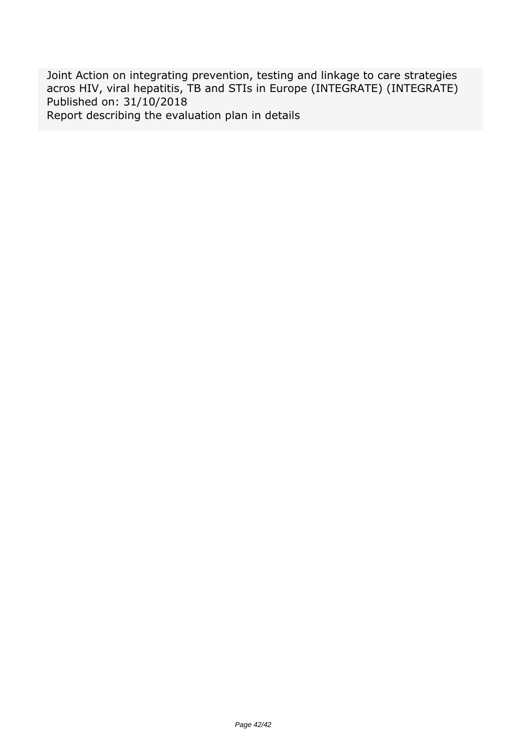Joint Action on integrating prevention, testing and linkage to care strategies acros HIV, viral hepatitis, TB and STIs in Europe (INTEGRATE) (INTEGRATE)
Published on: 31/10/2018
Report describing the evaluation plan in details